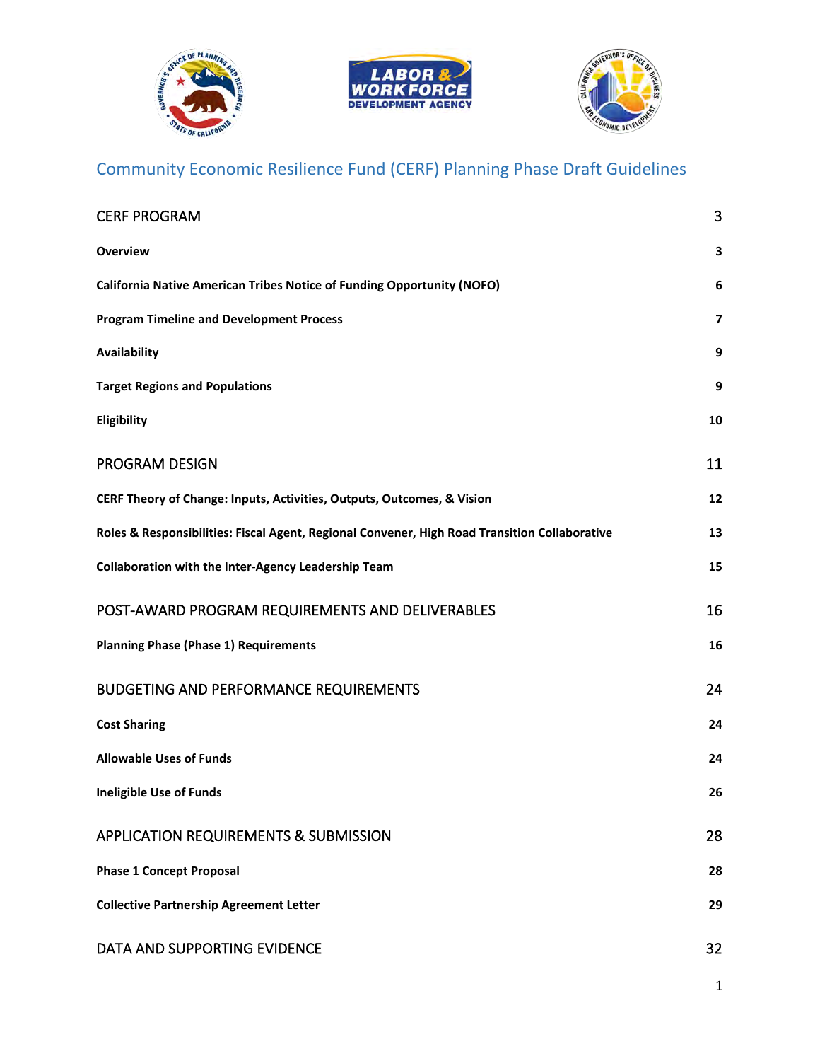# Community Economic Resilience Fund (CERF) Planning Phase Draft Guidelines

| | |
|---|---|
| CERF PROGRAM | 3 |
| **Overview** | **3** |
| **California Native American Tribes Notice of Funding Opportunity (NOFO)** | **6** |
| **Program Timeline and Development Process** | **7** |
| **Availability** | **9** |
| **Target Regions and Populations** | **9** |
| **Eligibility** | **10** |
| PROGRAM DESIGN | 11 |
| **CERF Theory of Change: Inputs, Activities, Outputs, Outcomes, & Vision** | **12** |
| **Roles & Responsibilities: Fiscal Agent, Regional Convener, High Road Transition Collaborative** | **13** |
| **Collaboration with the Inter-Agency Leadership Team** | **15** |
| POST-AWARD PROGRAM REQUIREMENTS AND DELIVERABLES | 16 |
| **Planning Phase (Phase 1) Requirements** | **16** |
| BUDGETING AND PERFORMANCE REQUIREMENTS | 24 |
| **Cost Sharing** | **24** |
| **Allowable Uses of Funds** | **24** |
| **Ineligible Use of Funds** | **26** |
| APPLICATION REQUIREMENTS & SUBMISSION | 28 |
| **Phase 1 Concept Proposal** | **28** |
| **Collective Partnership Agreement Letter** | **29** |
| DATA AND SUPPORTING EVIDENCE | 32 |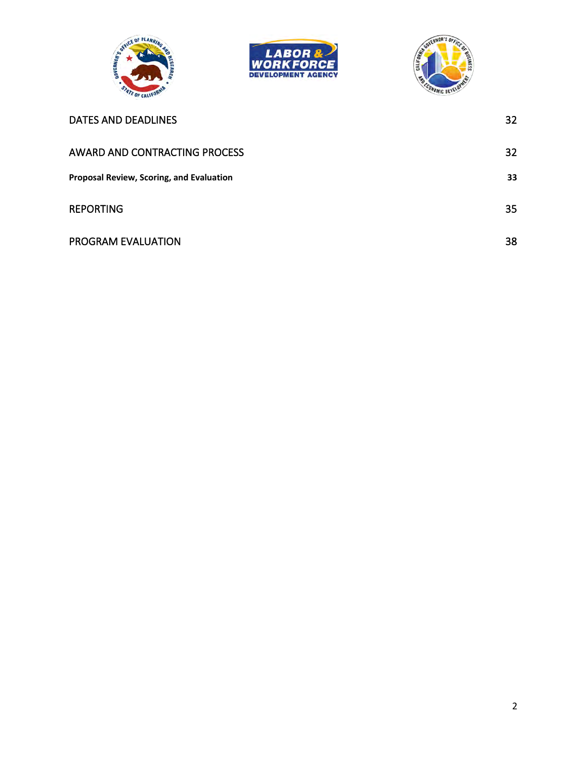| | |
|---|---|
| DATES AND DEADLINES | 32 |
| AWARD AND CONTRACTING PROCESS | 32 |
| **Proposal Review, Scoring, and Evaluation** | **33** |
| REPORTING | 35 |
| PROGRAM EVALUATION | 38 |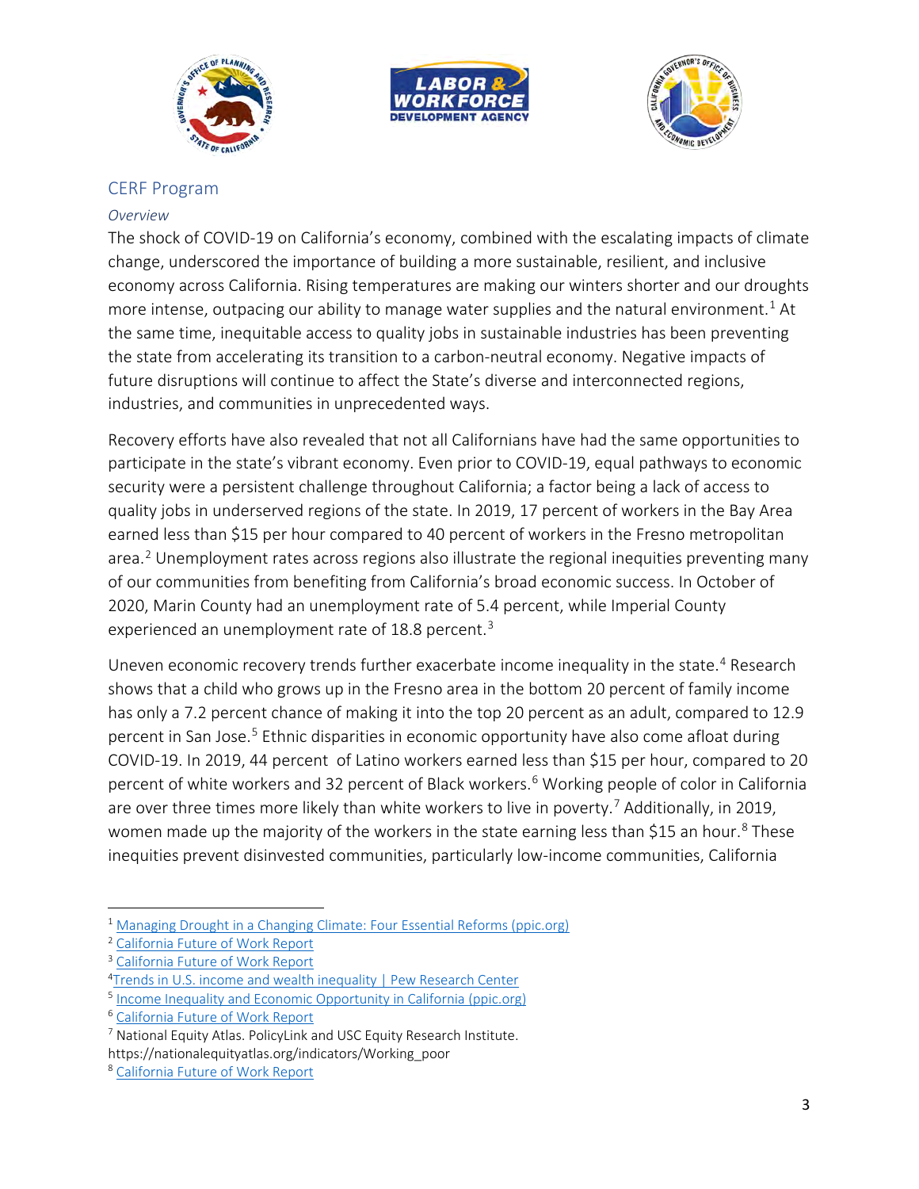## CERF Program

### *Overview*

The shock of COVID-19 on California's economy, combined with the escalating impacts of climate change, underscored the importance of building a more sustainable, resilient, and inclusive economy across California. Rising temperatures are making our winters shorter and our droughts more intense, outpacing our ability to manage water supplies and the natural environment.[1] At the same time, inequitable access to quality jobs in sustainable industries has been preventing the state from accelerating its transition to a carbon-neutral economy. Negative impacts of future disruptions will continue to affect the State's diverse and interconnected regions, industries, and communities in unprecedented ways.

Recovery efforts have also revealed that not all Californians have had the same opportunities to participate in the state's vibrant economy. Even prior to COVID-19, equal pathways to economic security were a persistent challenge throughout California; a factor being a lack of access to quality jobs in underserved regions of the state. In 2019, 17 percent of workers in the Bay Area earned less than $15 per hour compared to 40 percent of workers in the Fresno metropolitan area.[2] Unemployment rates across regions also illustrate the regional inequities preventing many of our communities from benefiting from California's broad economic success. In October of 2020, Marin County had an unemployment rate of 5.4 percent, while Imperial County experienced an unemployment rate of 18.8 percent.[3]

Uneven economic recovery trends further exacerbate income inequality in the state.[4] Research shows that a child who grows up in the Fresno area in the bottom 20 percent of family income has only a 7.2 percent chance of making it into the top 20 percent as an adult, compared to 12.9 percent in San Jose.[5] Ethnic disparities in economic opportunity have also come afloat during COVID-19. In 2019, 44 percent of Latino workers earned less than $15 per hour, compared to 20 percent of white workers and 32 percent of Black workers.[6] Working people of color in California are over three times more likely than white workers to live in poverty.[7] Additionally, in 2019, women made up the majority of the workers in the state earning less than $15 an hour.[8] These inequities prevent disinvested communities, particularly low-income communities, California

---

[1] Managing Drought in a Changing Climate: Four Essential Reforms (ppic.org)
[2] California Future of Work Report
[3] California Future of Work Report
[4] Trends in U.S. income and wealth inequality | Pew Research Center
[5] Income Inequality and Economic Opportunity in California (ppic.org)
[6] California Future of Work Report
[7] National Equity Atlas. PolicyLink and USC Equity Research Institute. https://nationalequityatlas.org/indicators/Working_poor
[8] California Future of Work Report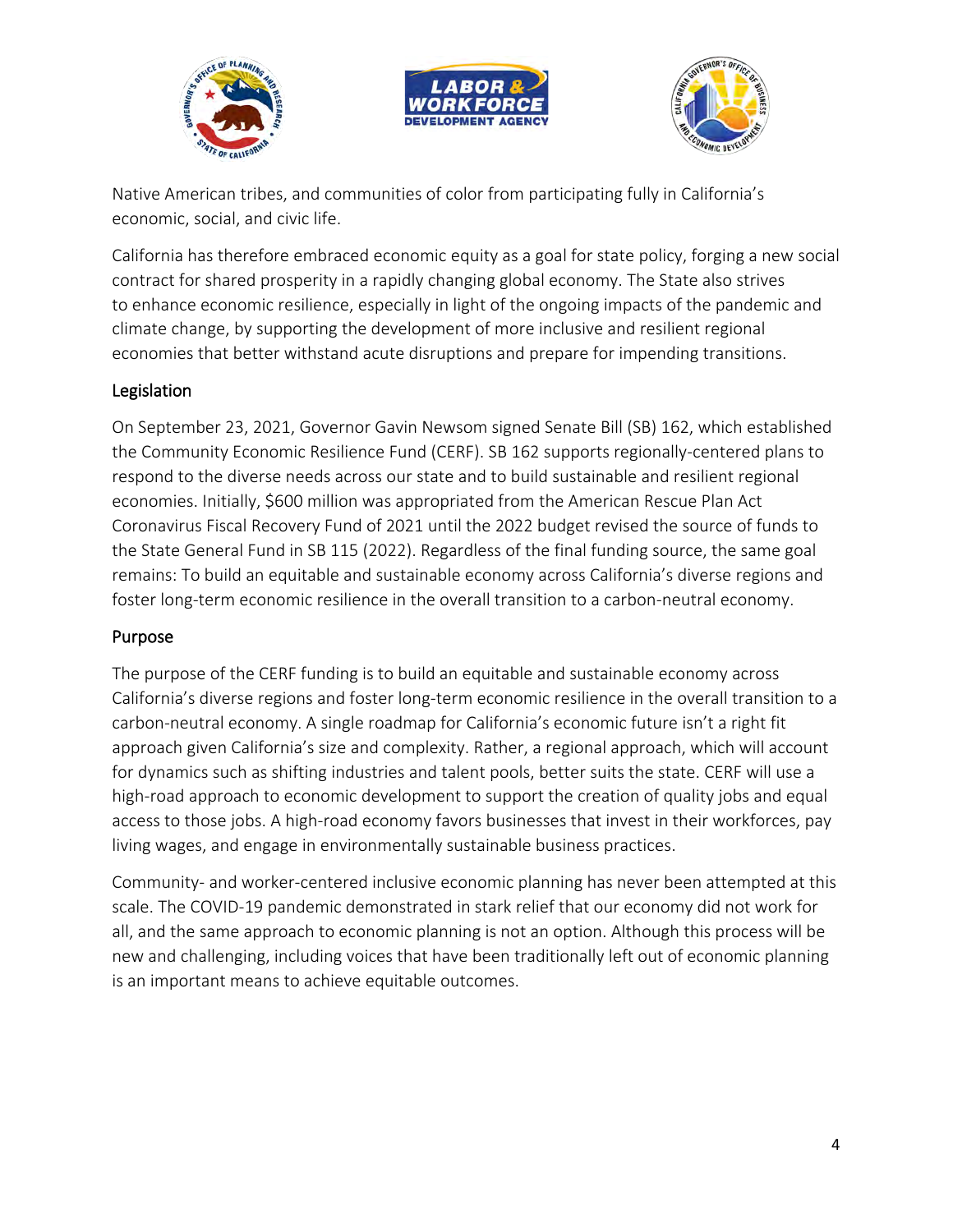Native American tribes, and communities of color from participating fully in California's economic, social, and civic life.

California has therefore embraced economic equity as a goal for state policy, forging a new social contract for shared prosperity in a rapidly changing global economy. The State also strives to enhance economic resilience, especially in light of the ongoing impacts of the pandemic and climate change, by supporting the development of more inclusive and resilient regional economies that better withstand acute disruptions and prepare for impending transitions.

## Legislation

On September 23, 2021, Governor Gavin Newsom signed Senate Bill (SB) 162, which established the Community Economic Resilience Fund (CERF). SB 162 supports regionally-centered plans to respond to the diverse needs across our state and to build sustainable and resilient regional economies. Initially, $600 million was appropriated from the American Rescue Plan Act Coronavirus Fiscal Recovery Fund of 2021 until the 2022 budget revised the source of funds to the State General Fund in SB 115 (2022). Regardless of the final funding source, the same goal remains: To build an equitable and sustainable economy across California's diverse regions and foster long-term economic resilience in the overall transition to a carbon-neutral economy.

## Purpose

The purpose of the CERF funding is to build an equitable and sustainable economy across California's diverse regions and foster long-term economic resilience in the overall transition to a carbon-neutral economy. A single roadmap for California's economic future isn't a right fit approach given California's size and complexity. Rather, a regional approach, which will account for dynamics such as shifting industries and talent pools, better suits the state. CERF will use a high-road approach to economic development to support the creation of quality jobs and equal access to those jobs. A high-road economy favors businesses that invest in their workforces, pay living wages, and engage in environmentally sustainable business practices.

Community- and worker-centered inclusive economic planning has never been attempted at this scale. The COVID-19 pandemic demonstrated in stark relief that our economy did not work for all, and the same approach to economic planning is not an option. Although this process will be new and challenging, including voices that have been traditionally left out of economic planning is an important means to achieve equitable outcomes.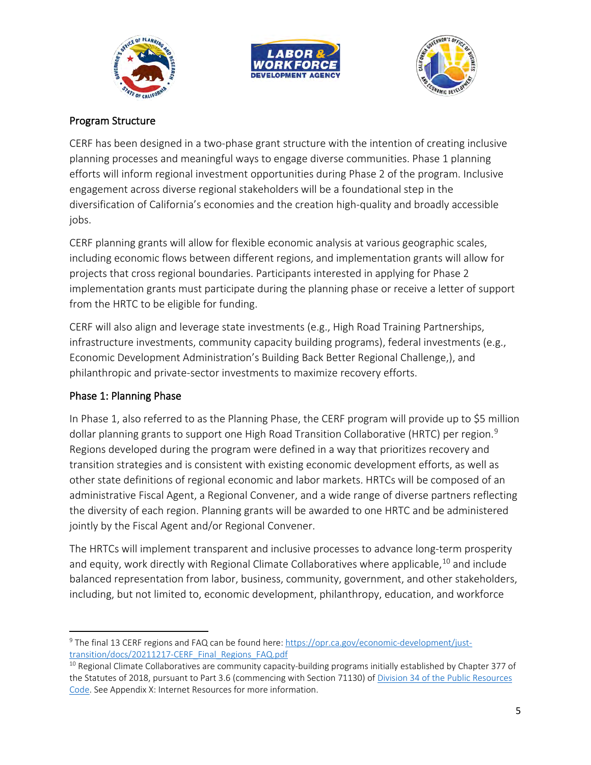## Program Structure

CERF has been designed in a two-phase grant structure with the intention of creating inclusive planning processes and meaningful ways to engage diverse communities. Phase 1 planning efforts will inform regional investment opportunities during Phase 2 of the program. Inclusive engagement across diverse regional stakeholders will be a foundational step in the diversification of California's economies and the creation high-quality and broadly accessible jobs.

CERF planning grants will allow for flexible economic analysis at various geographic scales, including economic flows between different regions, and implementation grants will allow for projects that cross regional boundaries. Participants interested in applying for Phase 2 implementation grants must participate during the planning phase or receive a letter of support from the HRTC to be eligible for funding.

CERF will also align and leverage state investments (e.g., High Road Training Partnerships, infrastructure investments, community capacity building programs), federal investments (e.g., Economic Development Administration's Building Back Better Regional Challenge,), and philanthropic and private-sector investments to maximize recovery efforts.

## Phase 1: Planning Phase

In Phase 1, also referred to as the Planning Phase, the CERF program will provide up to $5 million dollar planning grants to support one High Road Transition Collaborative (HRTC) per region.[9] Regions developed during the program were defined in a way that prioritizes recovery and transition strategies and is consistent with existing economic development efforts, as well as other state definitions of regional economic and labor markets. HRTCs will be composed of an administrative Fiscal Agent, a Regional Convener, and a wide range of diverse partners reflecting the diversity of each region. Planning grants will be awarded to one HRTC and be administered jointly by the Fiscal Agent and/or Regional Convener.

The HRTCs will implement transparent and inclusive processes to advance long-term prosperity and equity, work directly with Regional Climate Collaboratives where applicable,[10] and include balanced representation from labor, business, community, government, and other stakeholders, including, but not limited to, economic development, philanthropy, education, and workforce

[9] The final 13 CERF regions and FAQ can be found here: https://opr.ca.gov/economic-development/just-transition/docs/20211217-CERF_Final_Regions_FAQ.pdf

[10] Regional Climate Collaboratives are community capacity-building programs initially established by Chapter 377 of the Statutes of 2018, pursuant to Part 3.6 (commencing with Section 71130) of Division 34 of the Public Resources Code. See Appendix X: Internet Resources for more information.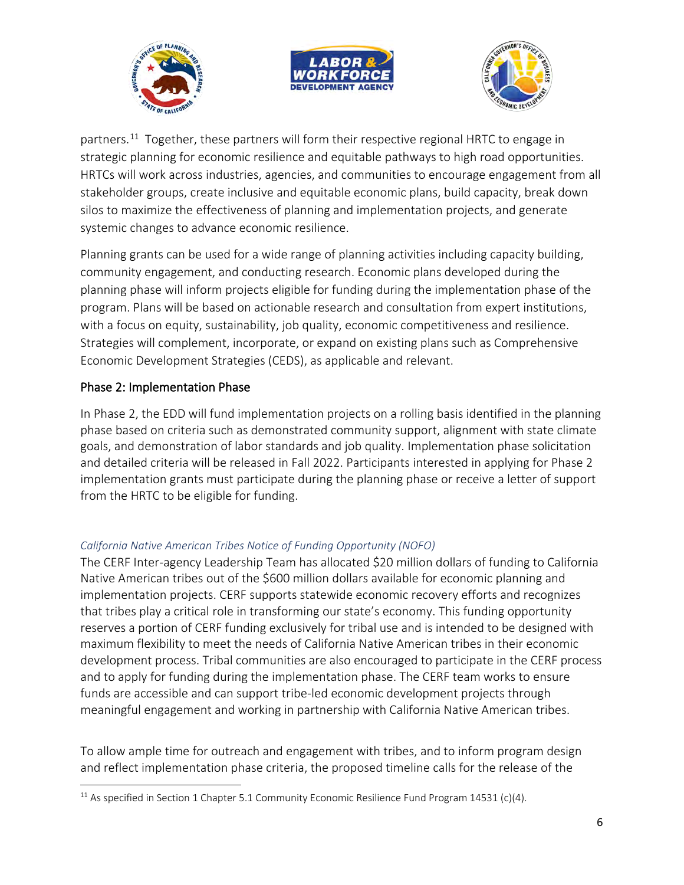partners.[11] Together, these partners will form their respective regional HRTC to engage in strategic planning for economic resilience and equitable pathways to high road opportunities. HRTCs will work across industries, agencies, and communities to encourage engagement from all stakeholder groups, create inclusive and equitable economic plans, build capacity, break down silos to maximize the effectiveness of planning and implementation projects, and generate systemic changes to advance economic resilience.

Planning grants can be used for a wide range of planning activities including capacity building, community engagement, and conducting research. Economic plans developed during the planning phase will inform projects eligible for funding during the implementation phase of the program. Plans will be based on actionable research and consultation from expert institutions, with a focus on equity, sustainability, job quality, economic competitiveness and resilience. Strategies will complement, incorporate, or expand on existing plans such as Comprehensive Economic Development Strategies (CEDS), as applicable and relevant.

## Phase 2: Implementation Phase

In Phase 2, the EDD will fund implementation projects on a rolling basis identified in the planning phase based on criteria such as demonstrated community support, alignment with state climate goals, and demonstration of labor standards and job quality. Implementation phase solicitation and detailed criteria will be released in Fall 2022. Participants interested in applying for Phase 2 implementation grants must participate during the planning phase or receive a letter of support from the HRTC to be eligible for funding.

*California Native American Tribes Notice of Funding Opportunity (NOFO)*

The CERF Inter-agency Leadership Team has allocated $20 million dollars of funding to California Native American tribes out of the $600 million dollars available for economic planning and implementation projects. CERF supports statewide economic recovery efforts and recognizes that tribes play a critical role in transforming our state's economy. This funding opportunity reserves a portion of CERF funding exclusively for tribal use and is intended to be designed with maximum flexibility to meet the needs of California Native American tribes in their economic development process. Tribal communities are also encouraged to participate in the CERF process and to apply for funding during the implementation phase. The CERF team works to ensure funds are accessible and can support tribe-led economic development projects through meaningful engagement and working in partnership with California Native American tribes.

To allow ample time for outreach and engagement with tribes, and to inform program design and reflect implementation phase criteria, the proposed timeline calls for the release of the

[11] As specified in Section 1 Chapter 5.1 Community Economic Resilience Fund Program 14531 (c)(4).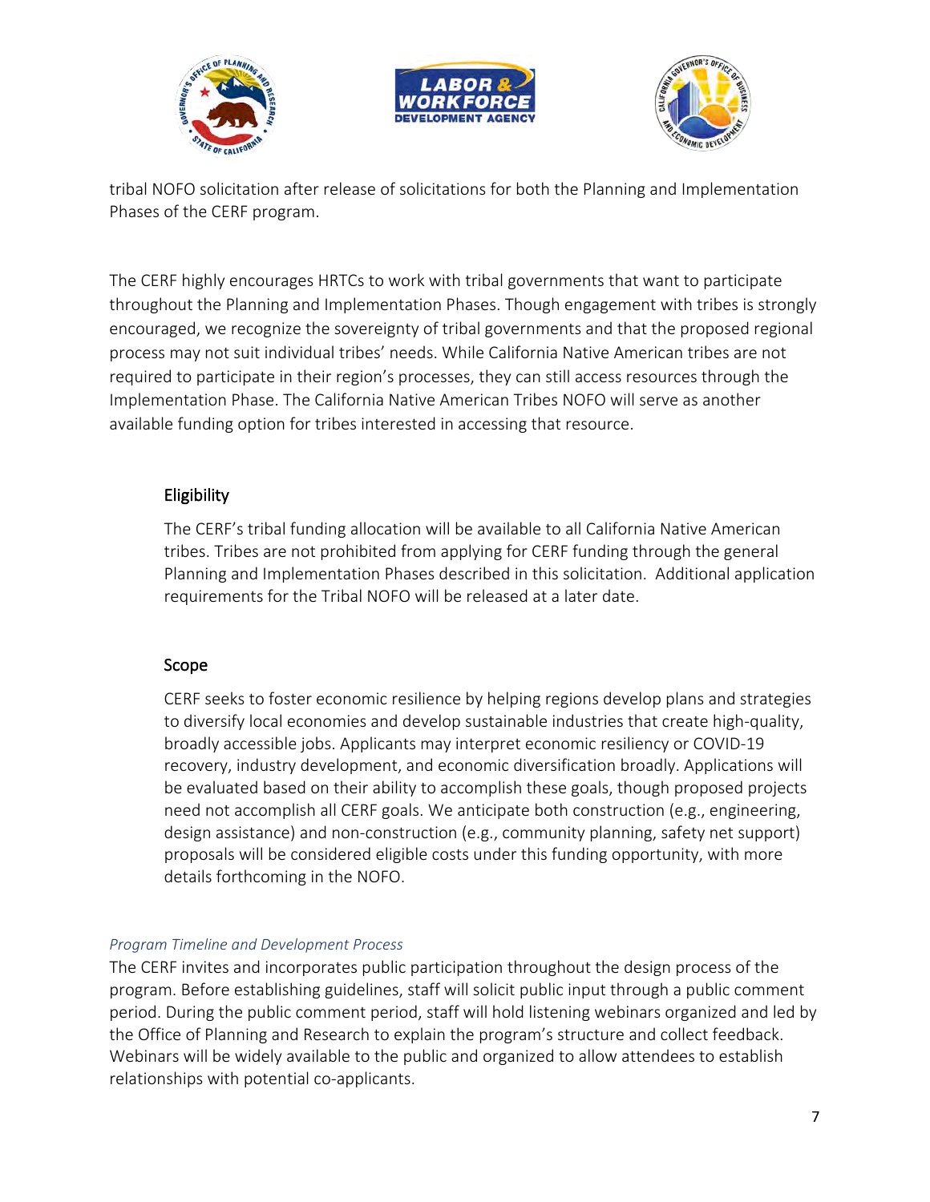tribal NOFO solicitation after release of solicitations for both the Planning and Implementation Phases of the CERF program.

The CERF highly encourages HRTCs to work with tribal governments that want to participate throughout the Planning and Implementation Phases. Though engagement with tribes is strongly encouraged, we recognize the sovereignty of tribal governments and that the proposed regional process may not suit individual tribes' needs. While California Native American tribes are not required to participate in their region's processes, they can still access resources through the Implementation Phase. The California Native American Tribes NOFO will serve as another available funding option for tribes interested in accessing that resource.

### Eligibility

The CERF's tribal funding allocation will be available to all California Native American tribes. Tribes are not prohibited from applying for CERF funding through the general Planning and Implementation Phases described in this solicitation. Additional application requirements for the Tribal NOFO will be released at a later date.

### Scope

CERF seeks to foster economic resilience by helping regions develop plans and strategies to diversify local economies and develop sustainable industries that create high-quality, broadly accessible jobs. Applicants may interpret economic resiliency or COVID-19 recovery, industry development, and economic diversification broadly. Applications will be evaluated based on their ability to accomplish these goals, though proposed projects need not accomplish all CERF goals. We anticipate both construction (e.g., engineering, design assistance) and non-construction (e.g., community planning, safety net support) proposals will be considered eligible costs under this funding opportunity, with more details forthcoming in the NOFO.

*Program Timeline and Development Process*

The CERF invites and incorporates public participation throughout the design process of the program. Before establishing guidelines, staff will solicit public input through a public comment period. During the public comment period, staff will hold listening webinars organized and led by the Office of Planning and Research to explain the program's structure and collect feedback. Webinars will be widely available to the public and organized to allow attendees to establish relationships with potential co-applicants.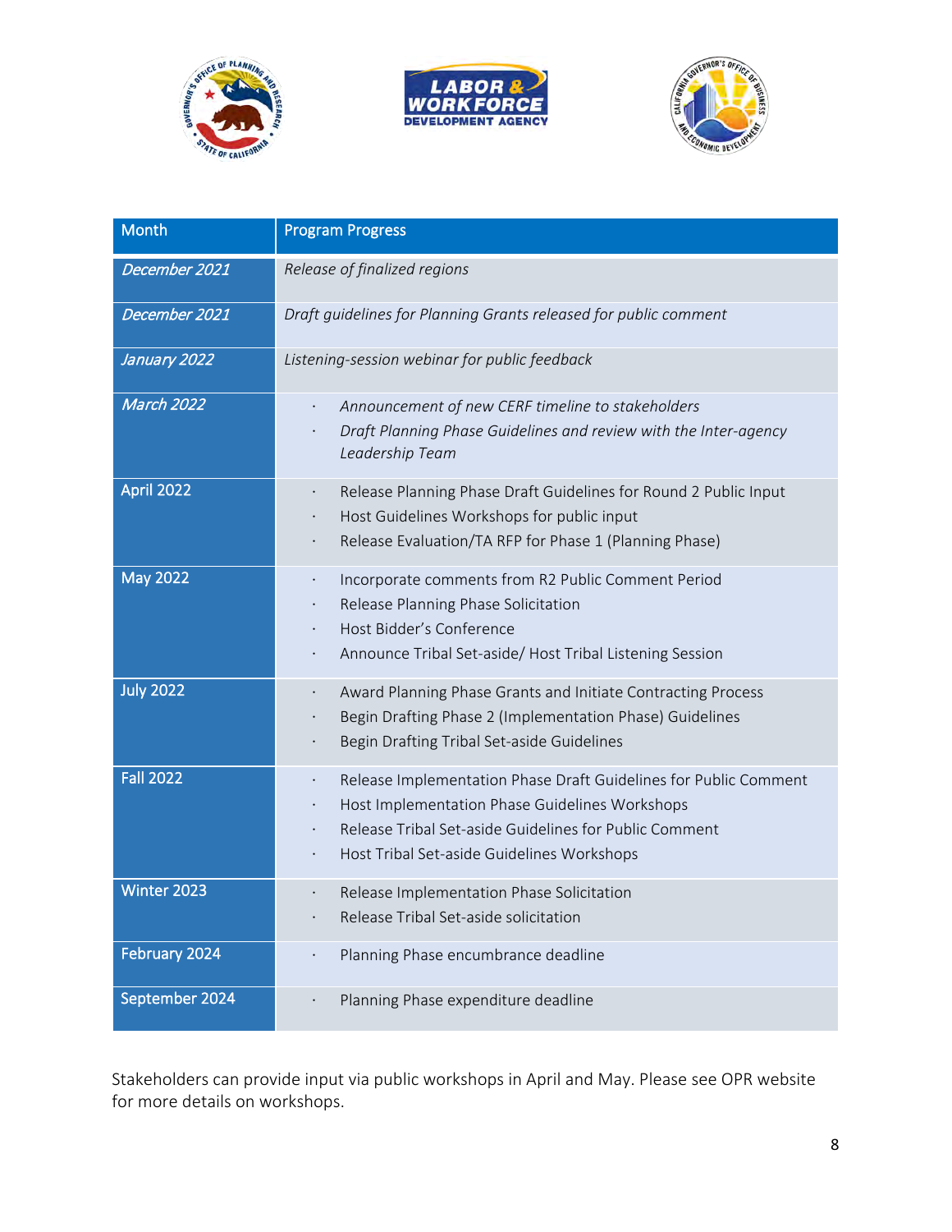| Month | Program Progress |
|---|---|
| *December 2021* | *Release of finalized regions* |
| *December 2021* | *Draft guidelines for Planning Grants released for public comment* |
| *January 2022* | *Listening-session webinar for public feedback* |
| *March 2022* | · *Announcement of new CERF timeline to stakeholders*<br>· *Draft Planning Phase Guidelines and review with the Inter-agency Leadership Team* |
| April 2022 | · Release Planning Phase Draft Guidelines for Round 2 Public Input<br>· Host Guidelines Workshops for public input<br>· Release Evaluation/TA RFP for Phase 1 (Planning Phase) |
| May 2022 | · Incorporate comments from R2 Public Comment Period<br>· Release Planning Phase Solicitation<br>· Host Bidder's Conference<br>· Announce Tribal Set-aside/ Host Tribal Listening Session |
| July 2022 | · Award Planning Phase Grants and Initiate Contracting Process<br>· Begin Drafting Phase 2 (Implementation Phase) Guidelines<br>· Begin Drafting Tribal Set-aside Guidelines |
| Fall 2022 | · Release Implementation Phase Draft Guidelines for Public Comment<br>· Host Implementation Phase Guidelines Workshops<br>· Release Tribal Set-aside Guidelines for Public Comment<br>· Host Tribal Set-aside Guidelines Workshops |
| Winter 2023 | · Release Implementation Phase Solicitation<br>· Release Tribal Set-aside solicitation |
| February 2024 | · Planning Phase encumbrance deadline |
| September 2024 | · Planning Phase expenditure deadline |

Stakeholders can provide input via public workshops in April and May. Please see OPR website for more details on workshops.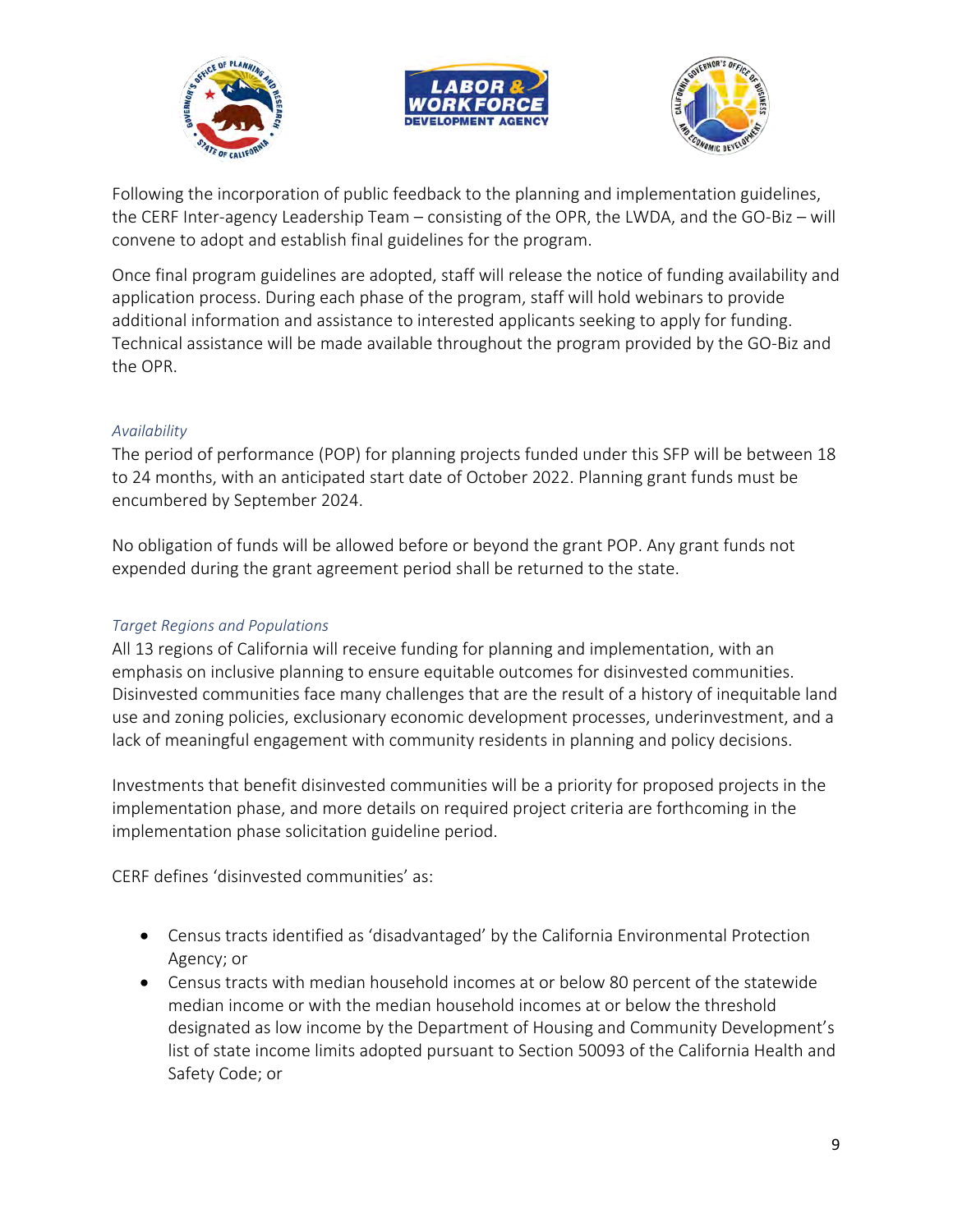Following the incorporation of public feedback to the planning and implementation guidelines, the CERF Inter-agency Leadership Team – consisting of the OPR, the LWDA, and the GO-Biz – will convene to adopt and establish final guidelines for the program.

Once final program guidelines are adopted, staff will release the notice of funding availability and application process. During each phase of the program, staff will hold webinars to provide additional information and assistance to interested applicants seeking to apply for funding. Technical assistance will be made available throughout the program provided by the GO-Biz and the OPR.

*Availability*

The period of performance (POP) for planning projects funded under this SFP will be between 18 to 24 months, with an anticipated start date of October 2022. Planning grant funds must be encumbered by September 2024.

No obligation of funds will be allowed before or beyond the grant POP. Any grant funds not expended during the grant agreement period shall be returned to the state.

*Target Regions and Populations*

All 13 regions of California will receive funding for planning and implementation, with an emphasis on inclusive planning to ensure equitable outcomes for disinvested communities. Disinvested communities face many challenges that are the result of a history of inequitable land use and zoning policies, exclusionary economic development processes, underinvestment, and a lack of meaningful engagement with community residents in planning and policy decisions.

Investments that benefit disinvested communities will be a priority for proposed projects in the implementation phase, and more details on required project criteria are forthcoming in the implementation phase solicitation guideline period.

CERF defines 'disinvested communities' as:

- Census tracts identified as 'disadvantaged' by the California Environmental Protection Agency; or
- Census tracts with median household incomes at or below 80 percent of the statewide median income or with the median household incomes at or below the threshold designated as low income by the Department of Housing and Community Development's list of state income limits adopted pursuant to Section 50093 of the California Health and Safety Code; or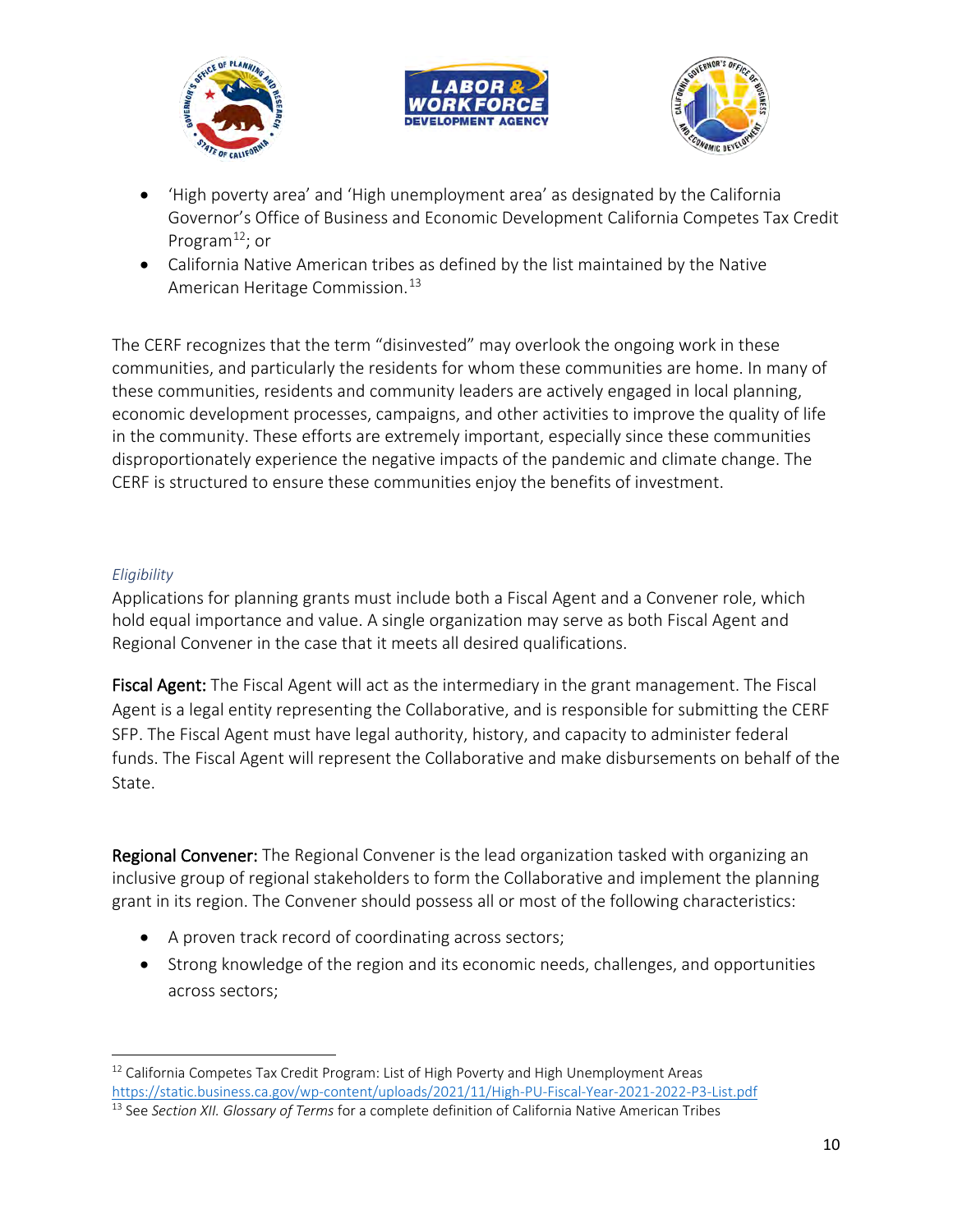- 'High poverty area' and 'High unemployment area' as designated by the California Governor's Office of Business and Economic Development California Competes Tax Credit Program[12]; or
- California Native American tribes as defined by the list maintained by the Native American Heritage Commission.[13]

The CERF recognizes that the term "disinvested" may overlook the ongoing work in these communities, and particularly the residents for whom these communities are home. In many of these communities, residents and community leaders are actively engaged in local planning, economic development processes, campaigns, and other activities to improve the quality of life in the community. These efforts are extremely important, especially since these communities disproportionately experience the negative impacts of the pandemic and climate change. The CERF is structured to ensure these communities enjoy the benefits of investment.

*Eligibility*

Applications for planning grants must include both a Fiscal Agent and a Convener role, which hold equal importance and value. A single organization may serve as both Fiscal Agent and Regional Convener in the case that it meets all desired qualifications.

**Fiscal Agent:** The Fiscal Agent will act as the intermediary in the grant management. The Fiscal Agent is a legal entity representing the Collaborative, and is responsible for submitting the CERF SFP. The Fiscal Agent must have legal authority, history, and capacity to administer federal funds. The Fiscal Agent will represent the Collaborative and make disbursements on behalf of the State.

**Regional Convener:** The Regional Convener is the lead organization tasked with organizing an inclusive group of regional stakeholders to form the Collaborative and implement the planning grant in its region. The Convener should possess all or most of the following characteristics:

- A proven track record of coordinating across sectors;
- Strong knowledge of the region and its economic needs, challenges, and opportunities across sectors;

[12] California Competes Tax Credit Program: List of High Poverty and High Unemployment Areas https://static.business.ca.gov/wp-content/uploads/2021/11/High-PU-Fiscal-Year-2021-2022-P3-List.pdf

[13] See *Section XII. Glossary of Terms* for a complete definition of California Native American Tribes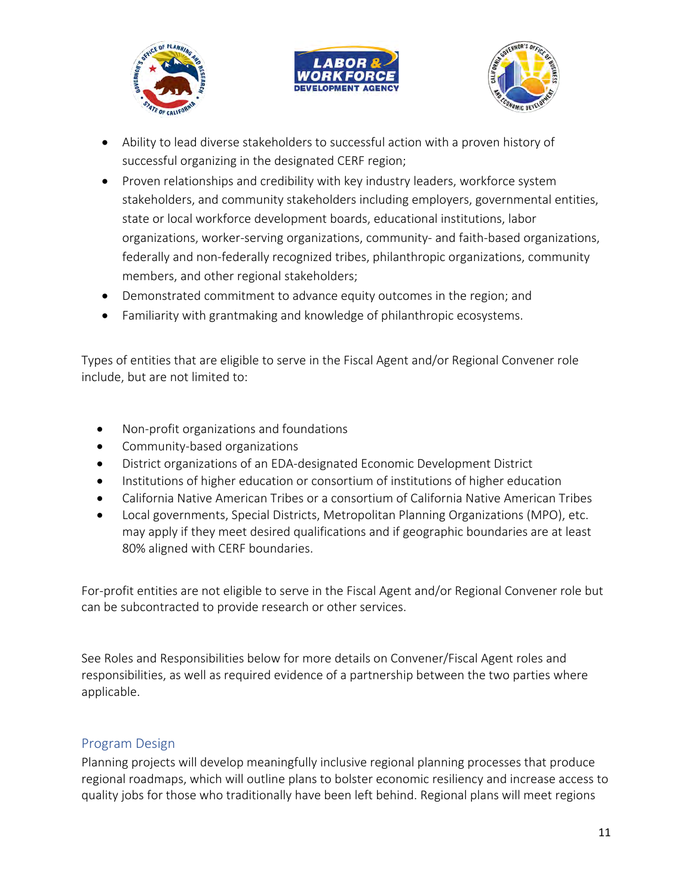- Ability to lead diverse stakeholders to successful action with a proven history of successful organizing in the designated CERF region;
- Proven relationships and credibility with key industry leaders, workforce system stakeholders, and community stakeholders including employers, governmental entities, state or local workforce development boards, educational institutions, labor organizations, worker-serving organizations, community- and faith-based organizations, federally and non-federally recognized tribes, philanthropic organizations, community members, and other regional stakeholders;
- Demonstrated commitment to advance equity outcomes in the region; and
- Familiarity with grantmaking and knowledge of philanthropic ecosystems.

Types of entities that are eligible to serve in the Fiscal Agent and/or Regional Convener role include, but are not limited to:

- Non-profit organizations and foundations
- Community-based organizations
- District organizations of an EDA-designated Economic Development District
- Institutions of higher education or consortium of institutions of higher education
- California Native American Tribes or a consortium of California Native American Tribes
- Local governments, Special Districts, Metropolitan Planning Organizations (MPO), etc. may apply if they meet desired qualifications and if geographic boundaries are at least 80% aligned with CERF boundaries.

For-profit entities are not eligible to serve in the Fiscal Agent and/or Regional Convener role but can be subcontracted to provide research or other services.

See Roles and Responsibilities below for more details on Convener/Fiscal Agent roles and responsibilities, as well as required evidence of a partnership between the two parties where applicable.

## Program Design

Planning projects will develop meaningfully inclusive regional planning processes that produce regional roadmaps, which will outline plans to bolster economic resiliency and increase access to quality jobs for those who traditionally have been left behind. Regional plans will meet regions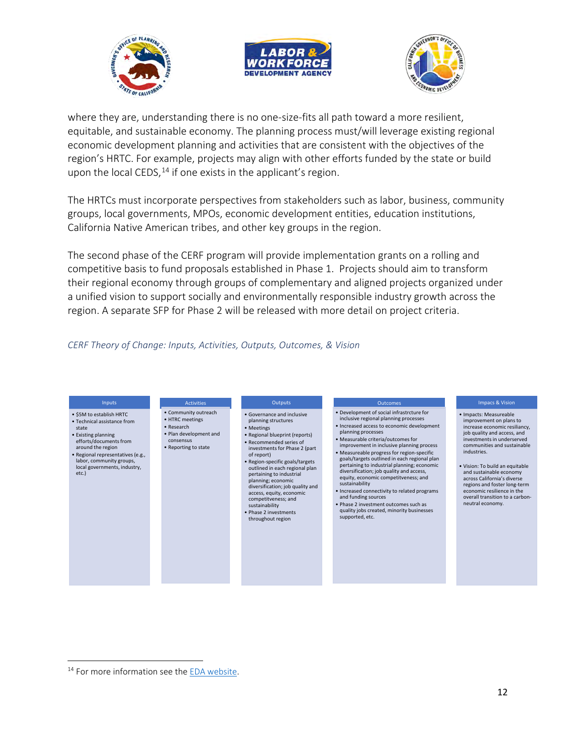where they are, understanding there is no one-size-fits all path toward a more resilient, equitable, and sustainable economy. The planning process must/will leverage existing regional economic development planning and activities that are consistent with the objectives of the region's HRTC. For example, projects may align with other efforts funded by the state or build upon the local CEDS,[14] if one exists in the applicant's region.

The HRTCs must incorporate perspectives from stakeholders such as labor, business, community groups, local governments, MPOs, economic development entities, education institutions, California Native American tribes, and other key groups in the region.

The second phase of the CERF program will provide implementation grants on a rolling and competitive basis to fund proposals established in Phase 1. Projects should aim to transform their regional economy through groups of complementary and aligned projects organized under a unified vision to support socially and environmentally responsible industry growth across the region. A separate SFP for Phase 2 will be released with more detail on project criteria.

*CERF Theory of Change: Inputs, Activities, Outputs, Outcomes, & Vision*

| Inputs | Activities | Outputs | Outcomes | Impacs & Vision |
|---|---|---|---|---|
| • $5M to establish HRTC<br>• Technical assistance from state<br>• Existing planning efforts/documents from around the region<br>• Regional representatives (e.g., labor, community groups, local governments, industry, etc.) | • Community outreach<br>• HTRC meetings<br>• Research<br>• Plan development and consensus<br>• Reporting to state | • Governance and inclusive planning structures<br>• Meetings<br>• Regional blueprint (reports)<br>• Recommended series of investments for Phase 2 (part of report)<br>• Region-specific goals/targets outlined in each regional plan pertaining to industrial planning; economic diversification; job quality and access, equity, economic competitiveness; and sustainability<br>• Phase 2 investments throughout region | • Development of social infrastrcture for inclusive regional planning processes<br>• Increased access to economic development planning processes<br>• Measurable criteria/outcomes for improvement in inclusive planning process<br>• Measureable progress for region-specific goals/targets outlined in each regional plan pertaining to industrial planning; economic diversification; job quality and access, equity, economic competitiveness; and sustainability<br>• Increased connectivity to related programs and funding sources<br>• Phase 2 investment outcomes such as quality jobs created, minority businesses supported, etc. | • Impacts: Measureable improvement on plans to increase economic resiliancy, job quality and access, and investments in underserved communities and sustainable industries.<br><br>• Vision: To build an equitable and sustainable economy across California's diverse regions and foster long-term economic resilience in the overall transition to a carbon-neutral economy. |

[14] For more information see the EDA website.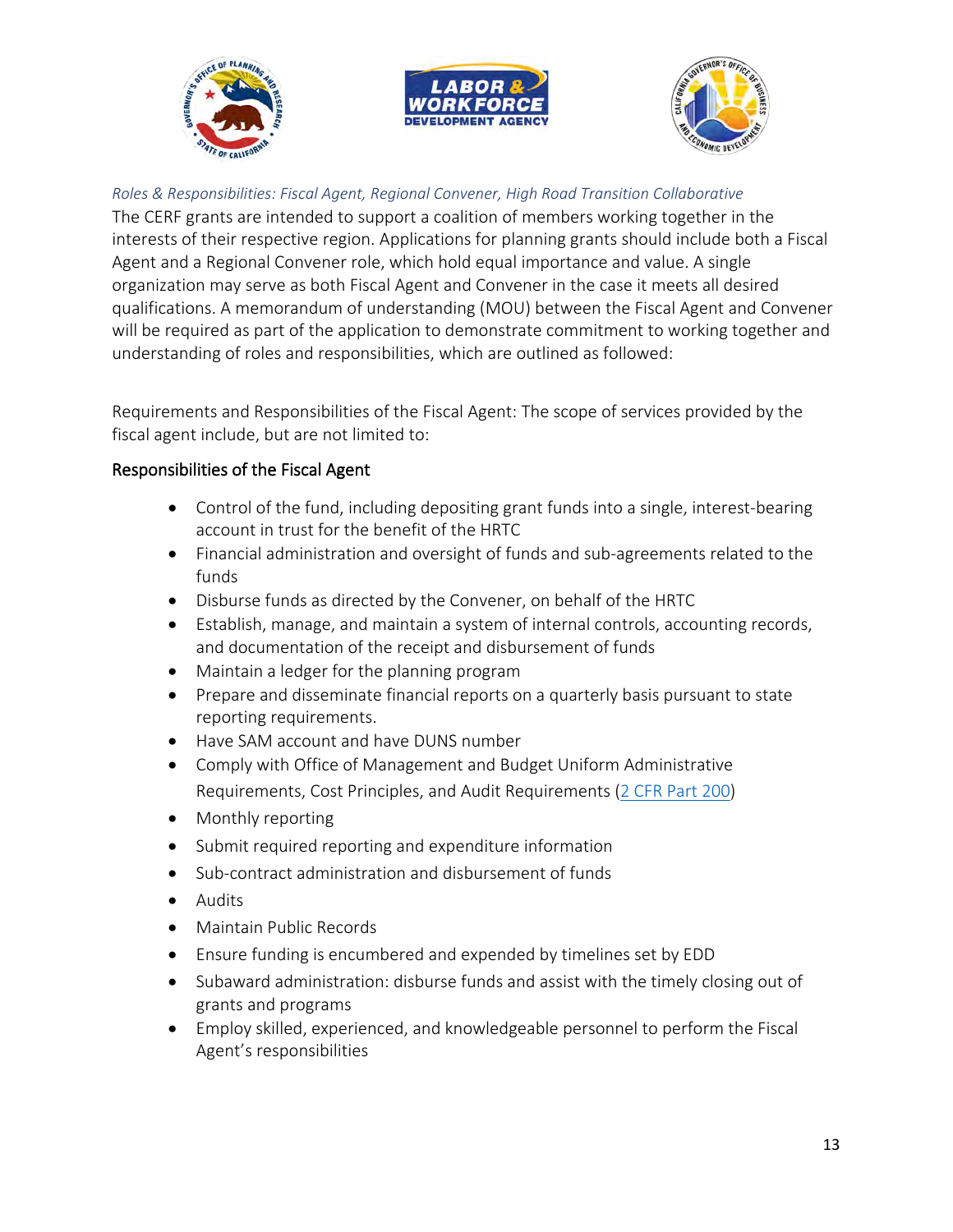*Roles & Responsibilities: Fiscal Agent, Regional Convener, High Road Transition Collaborative*

The CERF grants are intended to support a coalition of members working together in the interests of their respective region. Applications for planning grants should include both a Fiscal Agent and a Regional Convener role, which hold equal importance and value. A single organization may serve as both Fiscal Agent and Convener in the case it meets all desired qualifications. A memorandum of understanding (MOU) between the Fiscal Agent and Convener will be required as part of the application to demonstrate commitment to working together and understanding of roles and responsibilities, which are outlined as followed:

Requirements and Responsibilities of the Fiscal Agent: The scope of services provided by the fiscal agent include, but are not limited to:

### Responsibilities of the Fiscal Agent

- Control of the fund, including depositing grant funds into a single, interest-bearing account in trust for the benefit of the HRTC
- Financial administration and oversight of funds and sub-agreements related to the funds
- Disburse funds as directed by the Convener, on behalf of the HRTC
- Establish, manage, and maintain a system of internal controls, accounting records, and documentation of the receipt and disbursement of funds
- Maintain a ledger for the planning program
- Prepare and disseminate financial reports on a quarterly basis pursuant to state reporting requirements.
- Have SAM account and have DUNS number
- Comply with Office of Management and Budget Uniform Administrative Requirements, Cost Principles, and Audit Requirements (2 CFR Part 200)
- Monthly reporting
- Submit required reporting and expenditure information
- Sub-contract administration and disbursement of funds
- Audits
- Maintain Public Records
- Ensure funding is encumbered and expended by timelines set by EDD
- Subaward administration: disburse funds and assist with the timely closing out of grants and programs
- Employ skilled, experienced, and knowledgeable personnel to perform the Fiscal Agent's responsibilities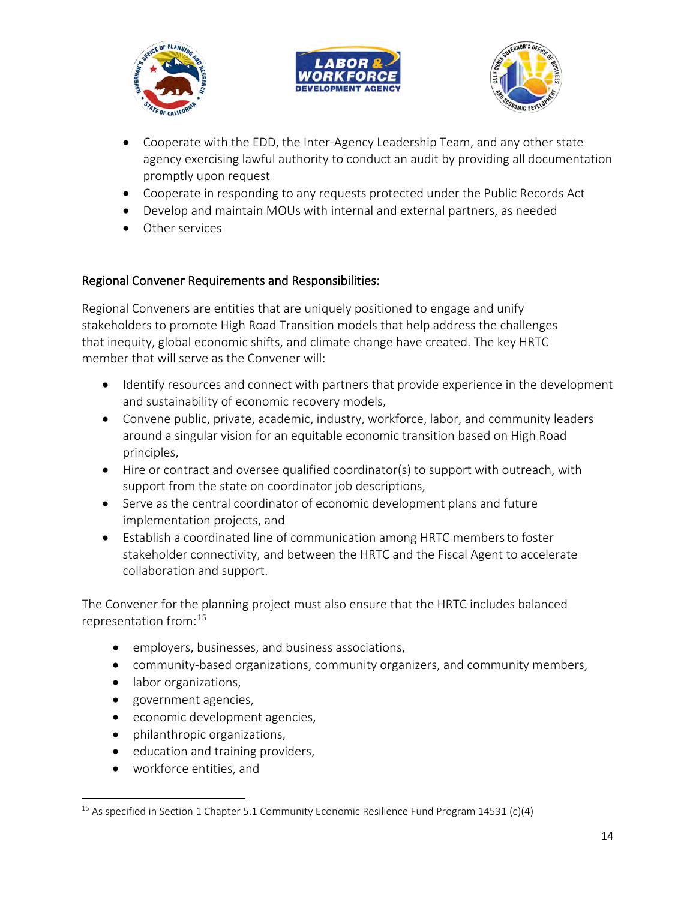- Cooperate with the EDD, the Inter-Agency Leadership Team, and any other state agency exercising lawful authority to conduct an audit by providing all documentation promptly upon request
- Cooperate in responding to any requests protected under the Public Records Act
- Develop and maintain MOUs with internal and external partners, as needed
- Other services

## Regional Convener Requirements and Responsibilities:

Regional Conveners are entities that are uniquely positioned to engage and unify stakeholders to promote High Road Transition models that help address the challenges that inequity, global economic shifts, and climate change have created. The key HRTC member that will serve as the Convener will:

- Identify resources and connect with partners that provide experience in the development and sustainability of economic recovery models,
- Convene public, private, academic, industry, workforce, labor, and community leaders around a singular vision for an equitable economic transition based on High Road principles,
- Hire or contract and oversee qualified coordinator(s) to support with outreach, with support from the state on coordinator job descriptions,
- Serve as the central coordinator of economic development plans and future implementation projects, and
- Establish a coordinated line of communication among HRTC members to foster stakeholder connectivity, and between the HRTC and the Fiscal Agent to accelerate collaboration and support.

The Convener for the planning project must also ensure that the HRTC includes balanced representation from:[15]

- employers, businesses, and business associations,
- community-based organizations, community organizers, and community members,
- labor organizations,
- government agencies,
- economic development agencies,
- philanthropic organizations,
- education and training providers,
- workforce entities, and

[15] As specified in Section 1 Chapter 5.1 Community Economic Resilience Fund Program 14531 (c)(4)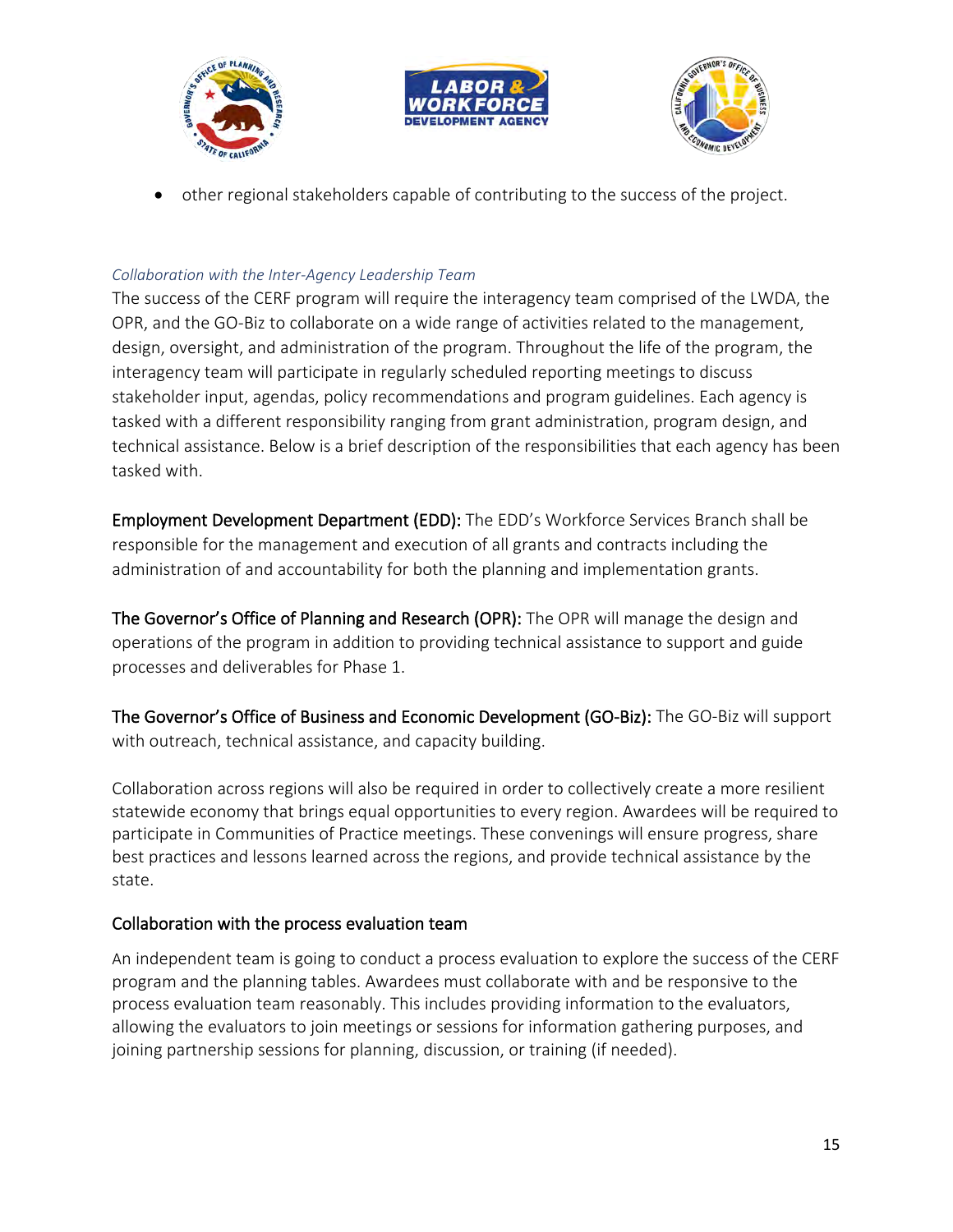- other regional stakeholders capable of contributing to the success of the project.

*Collaboration with the Inter-Agency Leadership Team*

The success of the CERF program will require the interagency team comprised of the LWDA, the OPR, and the GO-Biz to collaborate on a wide range of activities related to the management, design, oversight, and administration of the program. Throughout the life of the program, the interagency team will participate in regularly scheduled reporting meetings to discuss stakeholder input, agendas, policy recommendations and program guidelines. Each agency is tasked with a different responsibility ranging from grant administration, program design, and technical assistance. Below is a brief description of the responsibilities that each agency has been tasked with.

**Employment Development Department (EDD):** The EDD's Workforce Services Branch shall be responsible for the management and execution of all grants and contracts including the administration of and accountability for both the planning and implementation grants.

**The Governor's Office of Planning and Research (OPR):** The OPR will manage the design and operations of the program in addition to providing technical assistance to support and guide processes and deliverables for Phase 1.

**The Governor's Office of Business and Economic Development (GO-Biz):** The GO-Biz will support with outreach, technical assistance, and capacity building.

Collaboration across regions will also be required in order to collectively create a more resilient statewide economy that brings equal opportunities to every region. Awardees will be required to participate in Communities of Practice meetings. These convenings will ensure progress, share best practices and lessons learned across the regions, and provide technical assistance by the state.

### Collaboration with the process evaluation team

An independent team is going to conduct a process evaluation to explore the success of the CERF program and the planning tables. Awardees must collaborate with and be responsive to the process evaluation team reasonably. This includes providing information to the evaluators, allowing the evaluators to join meetings or sessions for information gathering purposes, and joining partnership sessions for planning, discussion, or training (if needed).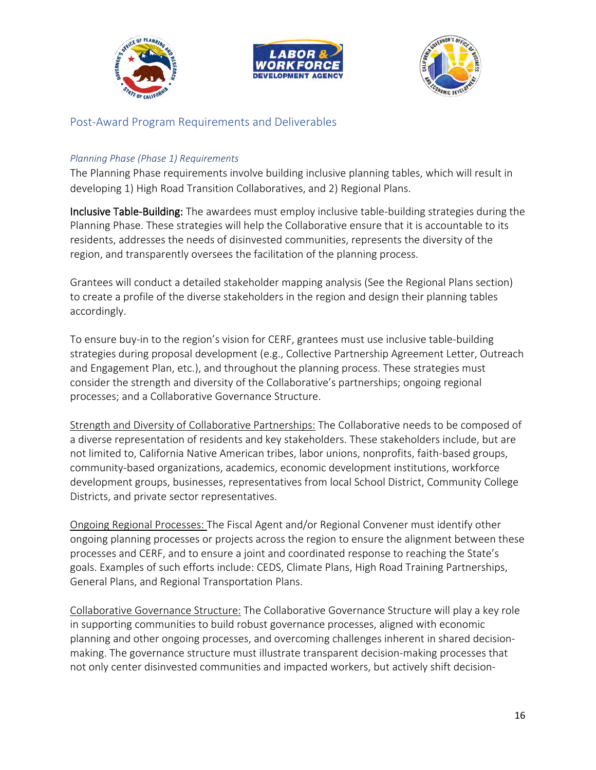## Post-Award Program Requirements and Deliverables

### *Planning Phase (Phase 1) Requirements*

The Planning Phase requirements involve building inclusive planning tables, which will result in developing 1) High Road Transition Collaboratives, and 2) Regional Plans.

**Inclusive Table-Building:** The awardees must employ inclusive table-building strategies during the Planning Phase. These strategies will help the Collaborative ensure that it is accountable to its residents, addresses the needs of disinvested communities, represents the diversity of the region, and transparently oversees the facilitation of the planning process.

Grantees will conduct a detailed stakeholder mapping analysis (See the Regional Plans section) to create a profile of the diverse stakeholders in the region and design their planning tables accordingly.

To ensure buy-in to the region's vision for CERF, grantees must use inclusive table-building strategies during proposal development (e.g., Collective Partnership Agreement Letter, Outreach and Engagement Plan, etc.), and throughout the planning process. These strategies must consider the strength and diversity of the Collaborative's partnerships; ongoing regional processes; and a Collaborative Governance Structure.

<u>Strength and Diversity of Collaborative Partnerships:</u> The Collaborative needs to be composed of a diverse representation of residents and key stakeholders. These stakeholders include, but are not limited to, California Native American tribes, labor unions, nonprofits, faith-based groups, community-based organizations, academics, economic development institutions, workforce development groups, businesses, representatives from local School District, Community College Districts, and private sector representatives.

<u>Ongoing Regional Processes:</u> The Fiscal Agent and/or Regional Convener must identify other ongoing planning processes or projects across the region to ensure the alignment between these processes and CERF, and to ensure a joint and coordinated response to reaching the State's goals. Examples of such efforts include: CEDS, Climate Plans, High Road Training Partnerships, General Plans, and Regional Transportation Plans.

<u>Collaborative Governance Structure:</u> The Collaborative Governance Structure will play a key role in supporting communities to build robust governance processes, aligned with economic planning and other ongoing processes, and overcoming challenges inherent in shared decision-making. The governance structure must illustrate transparent decision-making processes that not only center disinvested communities and impacted workers, but actively shift decision-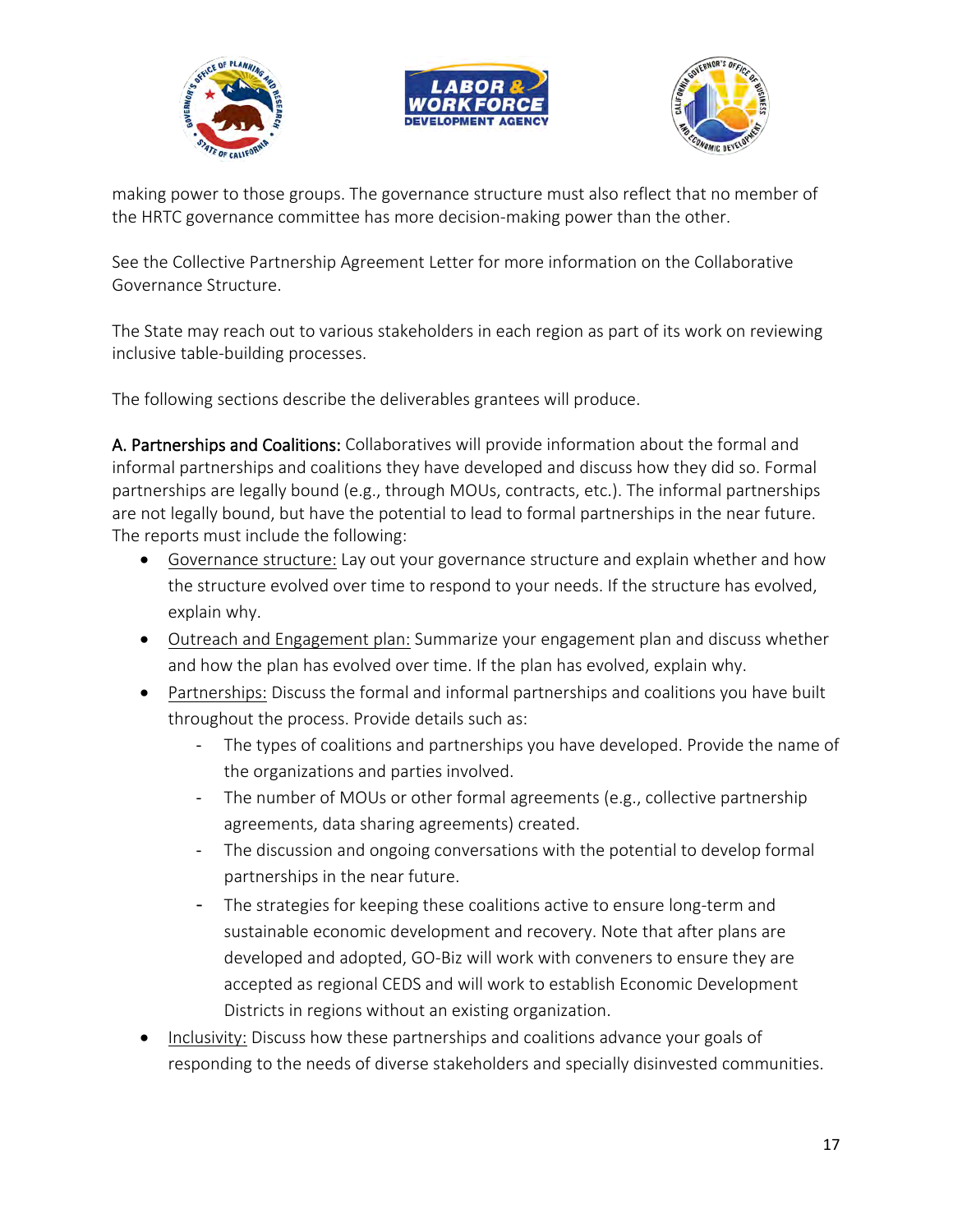making power to those groups. The governance structure must also reflect that no member of the HRTC governance committee has more decision-making power than the other.

See the Collective Partnership Agreement Letter for more information on the Collaborative Governance Structure.

The State may reach out to various stakeholders in each region as part of its work on reviewing inclusive table-building processes.

The following sections describe the deliverables grantees will produce.

**A. Partnerships and Coalitions:** Collaboratives will provide information about the formal and informal partnerships and coalitions they have developed and discuss how they did so. Formal partnerships are legally bound (e.g., through MOUs, contracts, etc.). The informal partnerships are not legally bound, but have the potential to lead to formal partnerships in the near future. The reports must include the following:

- Governance structure: Lay out your governance structure and explain whether and how the structure evolved over time to respond to your needs. If the structure has evolved, explain why.
- Outreach and Engagement plan: Summarize your engagement plan and discuss whether and how the plan has evolved over time. If the plan has evolved, explain why.
- Partnerships: Discuss the formal and informal partnerships and coalitions you have built throughout the process. Provide details such as:
  - The types of coalitions and partnerships you have developed. Provide the name of the organizations and parties involved.
  - The number of MOUs or other formal agreements (e.g., collective partnership agreements, data sharing agreements) created.
  - The discussion and ongoing conversations with the potential to develop formal partnerships in the near future.
  - The strategies for keeping these coalitions active to ensure long-term and sustainable economic development and recovery. Note that after plans are developed and adopted, GO-Biz will work with conveners to ensure they are accepted as regional CEDS and will work to establish Economic Development Districts in regions without an existing organization.
- Inclusivity: Discuss how these partnerships and coalitions advance your goals of responding to the needs of diverse stakeholders and specially disinvested communities.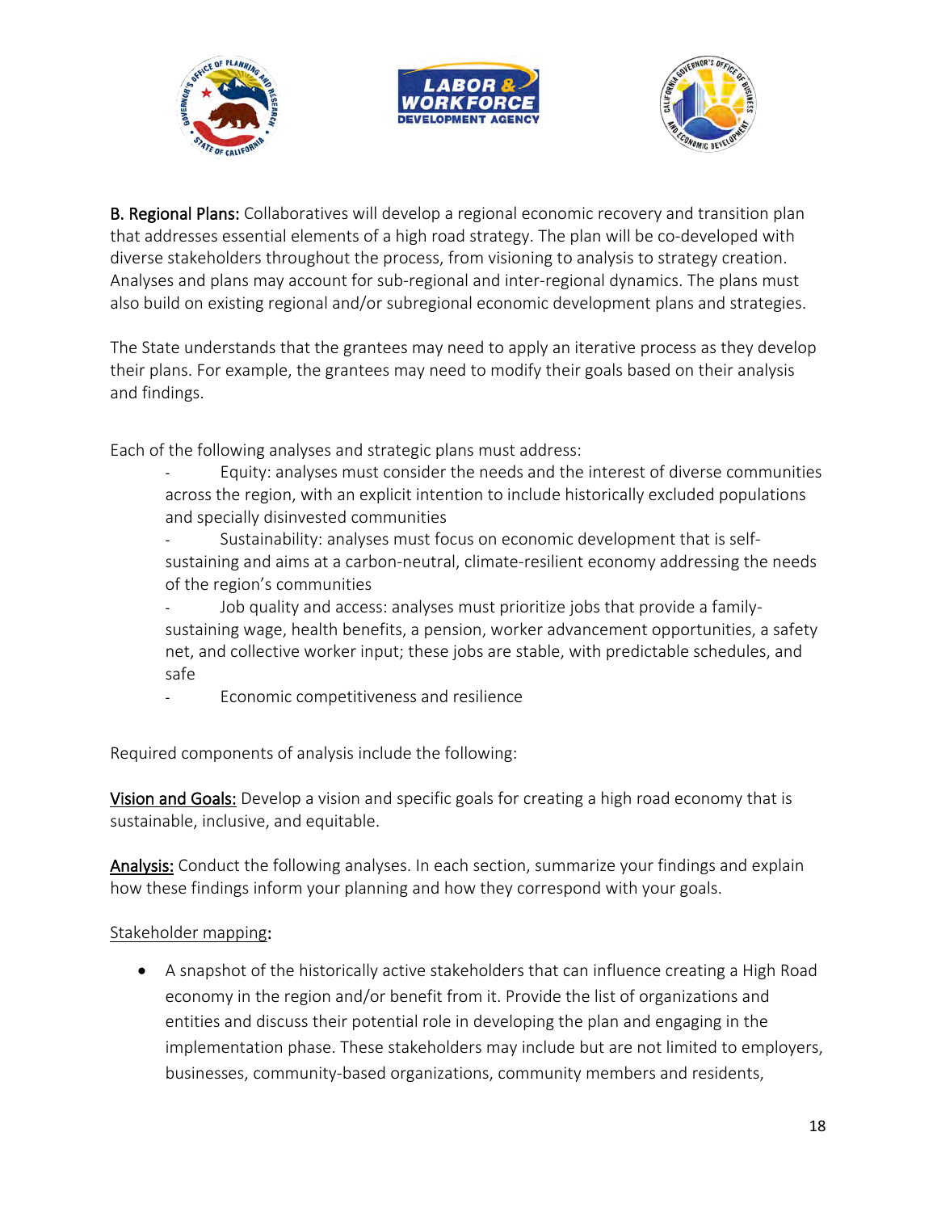**B. Regional Plans:** Collaboratives will develop a regional economic recovery and transition plan that addresses essential elements of a high road strategy. The plan will be co-developed with diverse stakeholders throughout the process, from visioning to analysis to strategy creation. Analyses and plans may account for sub-regional and inter-regional dynamics. The plans must also build on existing regional and/or subregional economic development plans and strategies.

The State understands that the grantees may need to apply an iterative process as they develop their plans. For example, the grantees may need to modify their goals based on their analysis and findings.

Each of the following analyses and strategic plans must address:

- Equity: analyses must consider the needs and the interest of diverse communities across the region, with an explicit intention to include historically excluded populations and specially disinvested communities
- Sustainability: analyses must focus on economic development that is self-sustaining and aims at a carbon-neutral, climate-resilient economy addressing the needs of the region's communities
- Job quality and access: analyses must prioritize jobs that provide a family-sustaining wage, health benefits, a pension, worker advancement opportunities, a safety net, and collective worker input; these jobs are stable, with predictable schedules, and safe
- Economic competitiveness and resilience

Required components of analysis include the following:

**Vision and Goals:** Develop a vision and specific goals for creating a high road economy that is sustainable, inclusive, and equitable.

**Analysis:** Conduct the following analyses. In each section, summarize your findings and explain how these findings inform your planning and how they correspond with your goals.

Stakeholder mapping:

- A snapshot of the historically active stakeholders that can influence creating a High Road economy in the region and/or benefit from it. Provide the list of organizations and entities and discuss their potential role in developing the plan and engaging in the implementation phase. These stakeholders may include but are not limited to employers, businesses, community-based organizations, community members and residents,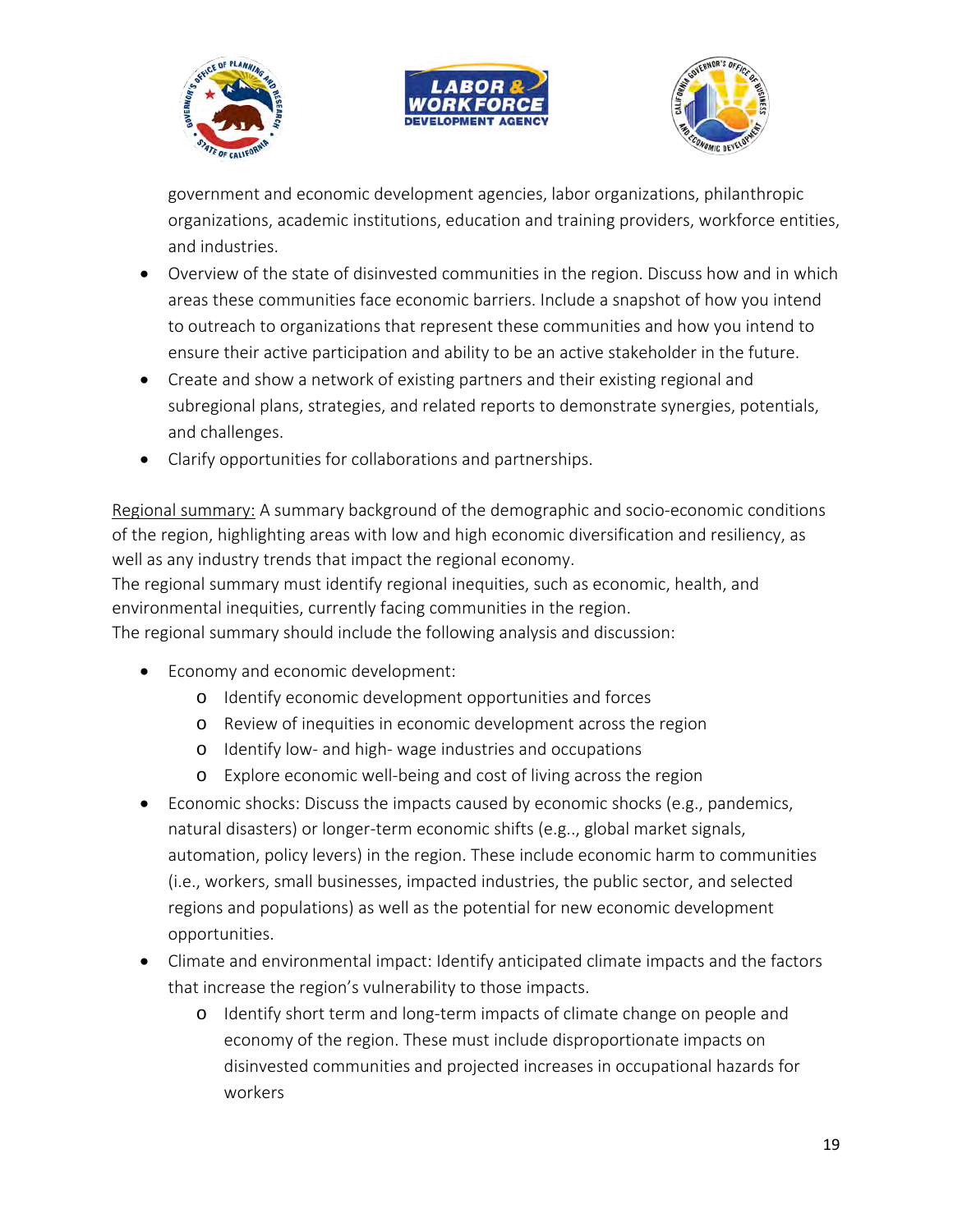government and economic development agencies, labor organizations, philanthropic organizations, academic institutions, education and training providers, workforce entities, and industries.

- Overview of the state of disinvested communities in the region. Discuss how and in which areas these communities face economic barriers. Include a snapshot of how you intend to outreach to organizations that represent these communities and how you intend to ensure their active participation and ability to be an active stakeholder in the future.
- Create and show a network of existing partners and their existing regional and subregional plans, strategies, and related reports to demonstrate synergies, potentials, and challenges.
- Clarify opportunities for collaborations and partnerships.

<u>Regional summary:</u> A summary background of the demographic and socio-economic conditions of the region, highlighting areas with low and high economic diversification and resiliency, as well as any industry trends that impact the regional economy.
The regional summary must identify regional inequities, such as economic, health, and environmental inequities, currently facing communities in the region.
The regional summary should include the following analysis and discussion:

- Economy and economic development:
  - Identify economic development opportunities and forces
  - Review of inequities in economic development across the region
  - Identify low- and high- wage industries and occupations
  - Explore economic well-being and cost of living across the region
- Economic shocks: Discuss the impacts caused by economic shocks (e.g., pandemics, natural disasters) or longer-term economic shifts (e.g.., global market signals, automation, policy levers) in the region. These include economic harm to communities (i.e., workers, small businesses, impacted industries, the public sector, and selected regions and populations) as well as the potential for new economic development opportunities.
- Climate and environmental impact: Identify anticipated climate impacts and the factors that increase the region's vulnerability to those impacts.
  - Identify short term and long-term impacts of climate change on people and economy of the region. These must include disproportionate impacts on disinvested communities and projected increases in occupational hazards for workers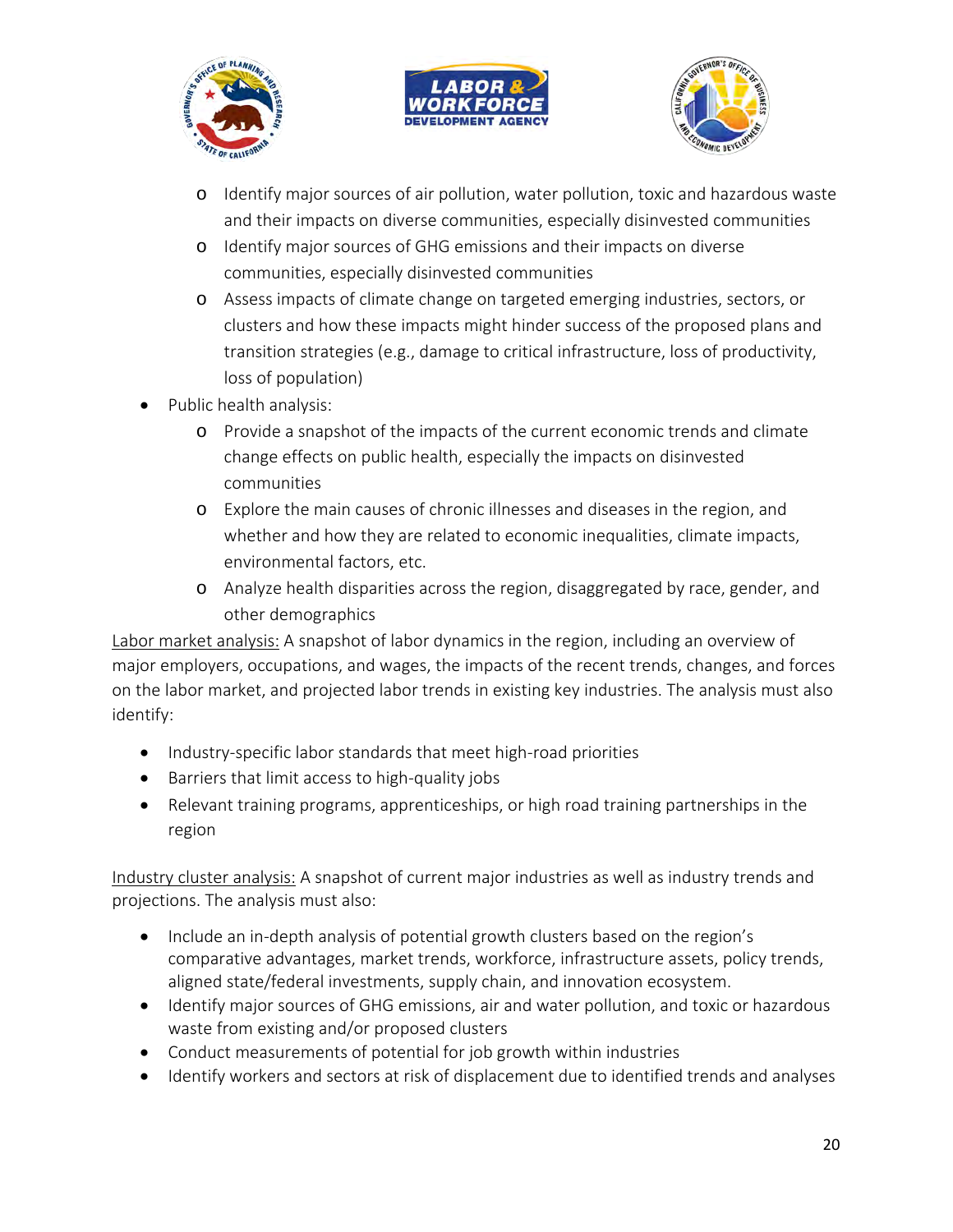- Identify major sources of air pollution, water pollution, toxic and hazardous waste and their impacts on diverse communities, especially disinvested communities
  - Identify major sources of GHG emissions and their impacts on diverse communities, especially disinvested communities
  - Assess impacts of climate change on targeted emerging industries, sectors, or clusters and how these impacts might hinder success of the proposed plans and transition strategies (e.g., damage to critical infrastructure, loss of productivity, loss of population)
- Public health analysis:
  - Provide a snapshot of the impacts of the current economic trends and climate change effects on public health, especially the impacts on disinvested communities
  - Explore the main causes of chronic illnesses and diseases in the region, and whether and how they are related to economic inequalities, climate impacts, environmental factors, etc.
  - Analyze health disparities across the region, disaggregated by race, gender, and other demographics

<u>Labor market analysis:</u> A snapshot of labor dynamics in the region, including an overview of major employers, occupations, and wages, the impacts of the recent trends, changes, and forces on the labor market, and projected labor trends in existing key industries. The analysis must also identify:

- Industry-specific labor standards that meet high-road priorities
- Barriers that limit access to high-quality jobs
- Relevant training programs, apprenticeships, or high road training partnerships in the region

<u>Industry cluster analysis:</u> A snapshot of current major industries as well as industry trends and projections. The analysis must also:

- Include an in-depth analysis of potential growth clusters based on the region's comparative advantages, market trends, workforce, infrastructure assets, policy trends, aligned state/federal investments, supply chain, and innovation ecosystem.
- Identify major sources of GHG emissions, air and water pollution, and toxic or hazardous waste from existing and/or proposed clusters
- Conduct measurements of potential for job growth within industries
- Identify workers and sectors at risk of displacement due to identified trends and analyses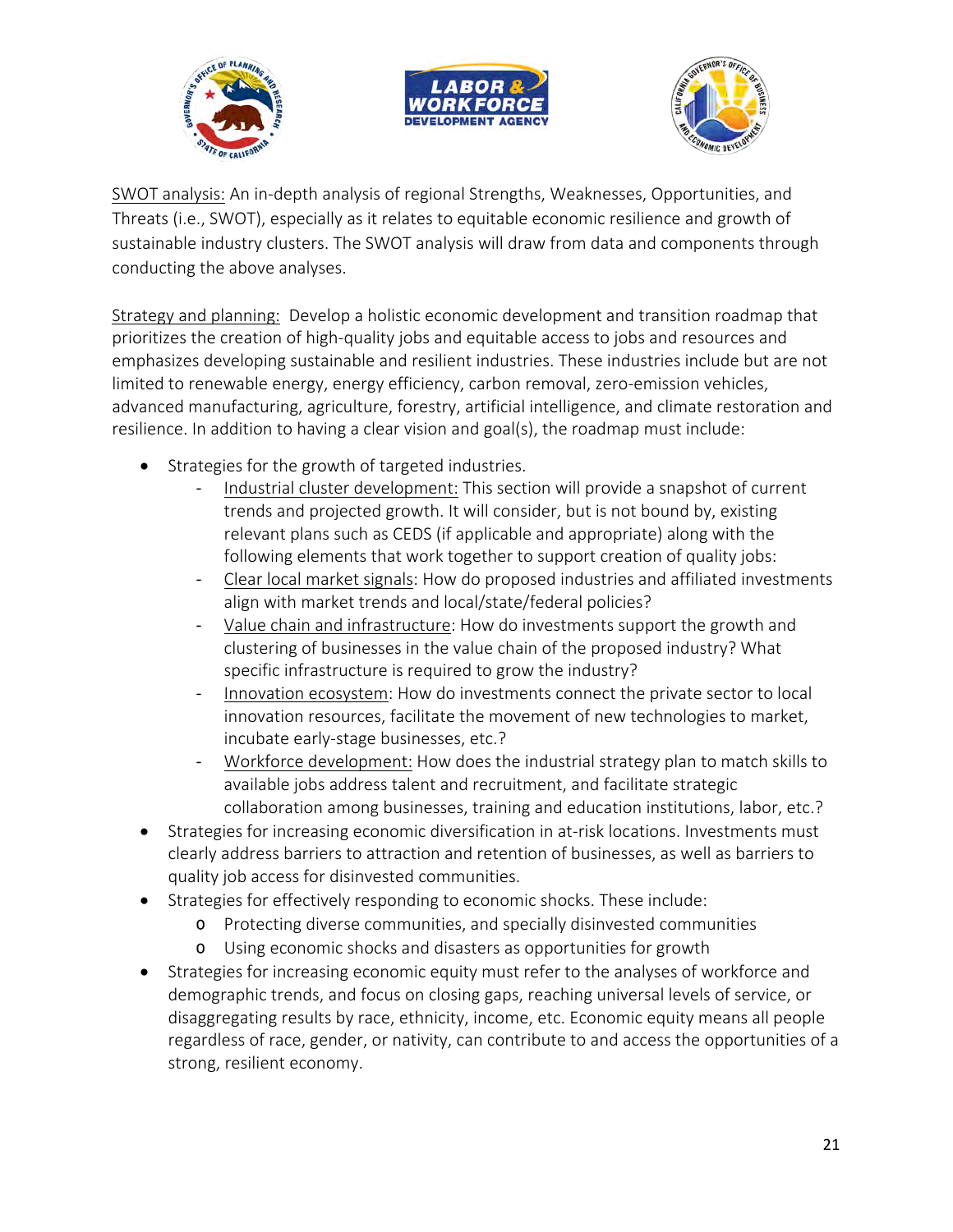SWOT analysis: An in-depth analysis of regional Strengths, Weaknesses, Opportunities, and Threats (i.e., SWOT), especially as it relates to equitable economic resilience and growth of sustainable industry clusters. The SWOT analysis will draw from data and components through conducting the above analyses.

Strategy and planning: Develop a holistic economic development and transition roadmap that prioritizes the creation of high-quality jobs and equitable access to jobs and resources and emphasizes developing sustainable and resilient industries. These industries include but are not limited to renewable energy, energy efficiency, carbon removal, zero-emission vehicles, advanced manufacturing, agriculture, forestry, artificial intelligence, and climate restoration and resilience. In addition to having a clear vision and goal(s), the roadmap must include:

- Strategies for the growth of targeted industries.
  - Industrial cluster development: This section will provide a snapshot of current trends and projected growth. It will consider, but is not bound by, existing relevant plans such as CEDS (if applicable and appropriate) along with the following elements that work together to support creation of quality jobs:
  - Clear local market signals: How do proposed industries and affiliated investments align with market trends and local/state/federal policies?
  - Value chain and infrastructure: How do investments support the growth and clustering of businesses in the value chain of the proposed industry? What specific infrastructure is required to grow the industry?
  - Innovation ecosystem: How do investments connect the private sector to local innovation resources, facilitate the movement of new technologies to market, incubate early-stage businesses, etc.?
  - Workforce development: How does the industrial strategy plan to match skills to available jobs address talent and recruitment, and facilitate strategic collaboration among businesses, training and education institutions, labor, etc.?
- Strategies for increasing economic diversification in at-risk locations. Investments must clearly address barriers to attraction and retention of businesses, as well as barriers to quality job access for disinvested communities.
- Strategies for effectively responding to economic shocks. These include:
  - Protecting diverse communities, and specially disinvested communities
  - Using economic shocks and disasters as opportunities for growth
- Strategies for increasing economic equity must refer to the analyses of workforce and demographic trends, and focus on closing gaps, reaching universal levels of service, or disaggregating results by race, ethnicity, income, etc. Economic equity means all people regardless of race, gender, or nativity, can contribute to and access the opportunities of a strong, resilient economy.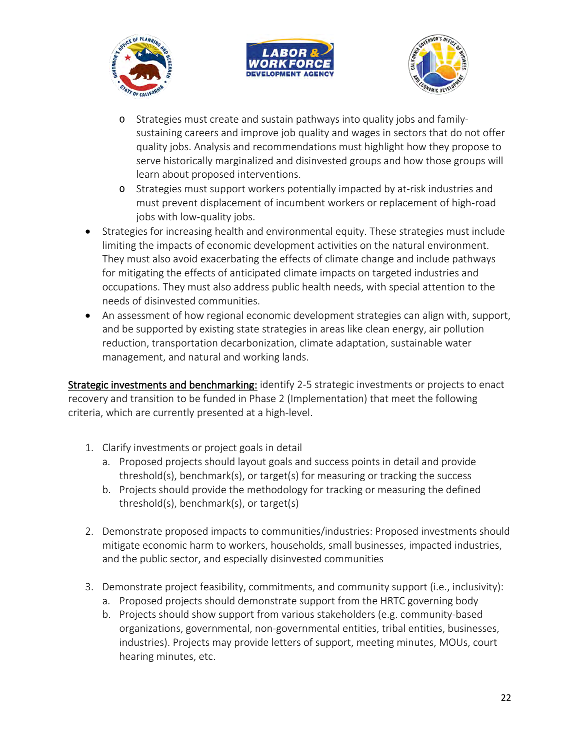- Strategies must create and sustain pathways into quality jobs and family-sustaining careers and improve job quality and wages in sectors that do not offer quality jobs. Analysis and recommendations must highlight how they propose to serve historically marginalized and disinvested groups and how those groups will learn about proposed interventions.
  - Strategies must support workers potentially impacted by at-risk industries and must prevent displacement of incumbent workers or replacement of high-road jobs with low-quality jobs.
- Strategies for increasing health and environmental equity. These strategies must include limiting the impacts of economic development activities on the natural environment. They must also avoid exacerbating the effects of climate change and include pathways for mitigating the effects of anticipated climate impacts on targeted industries and occupations. They must also address public health needs, with special attention to the needs of disinvested communities.
- An assessment of how regional economic development strategies can align with, support, and be supported by existing state strategies in areas like clean energy, air pollution reduction, transportation decarbonization, climate adaptation, sustainable water management, and natural and working lands.

<u>Strategic investments and benchmarking:</u> identify 2-5 strategic investments or projects to enact recovery and transition to be funded in Phase 2 (Implementation) that meet the following criteria, which are currently presented at a high-level.

1. Clarify investments or project goals in detail
   a. Proposed projects should layout goals and success points in detail and provide threshold(s), benchmark(s), or target(s) for measuring or tracking the success
   b. Projects should provide the methodology for tracking or measuring the defined threshold(s), benchmark(s), or target(s)

2. Demonstrate proposed impacts to communities/industries: Proposed investments should mitigate economic harm to workers, households, small businesses, impacted industries, and the public sector, and especially disinvested communities

3. Demonstrate project feasibility, commitments, and community support (i.e., inclusivity):
   a. Proposed projects should demonstrate support from the HRTC governing body
   b. Projects should show support from various stakeholders (e.g. community-based organizations, governmental, non-governmental entities, tribal entities, businesses, industries). Projects may provide letters of support, meeting minutes, MOUs, court hearing minutes, etc.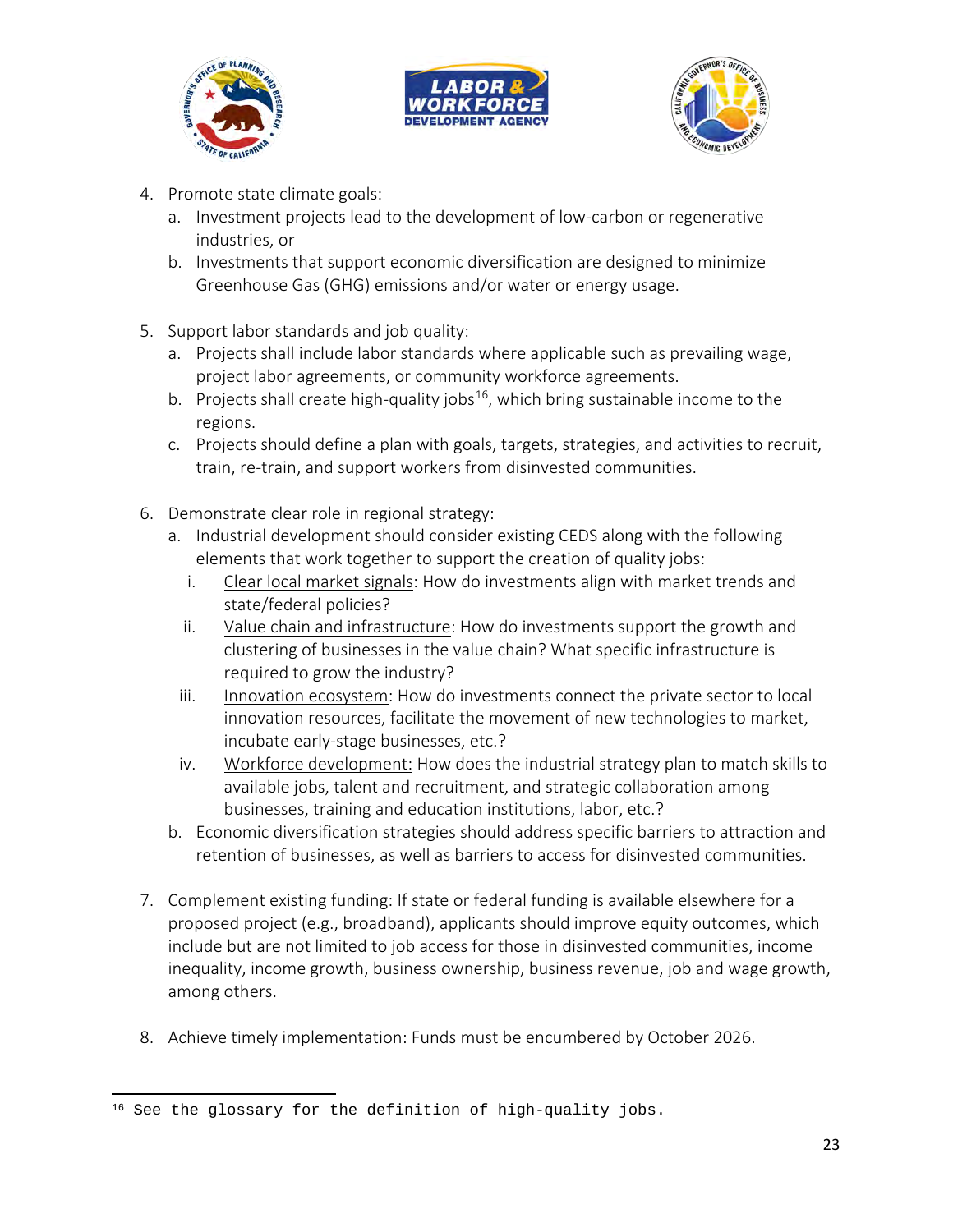4. Promote state climate goals:
   a. Investment projects lead to the development of low-carbon or regenerative industries, or
   b. Investments that support economic diversification are designed to minimize Greenhouse Gas (GHG) emissions and/or water or energy usage.

5. Support labor standards and job quality:
   a. Projects shall include labor standards where applicable such as prevailing wage, project labor agreements, or community workforce agreements.
   b. Projects shall create high-quality jobs[16], which bring sustainable income to the regions.
   c. Projects should define a plan with goals, targets, strategies, and activities to recruit, train, re-train, and support workers from disinvested communities.

6. Demonstrate clear role in regional strategy:
   a. Industrial development should consider existing CEDS along with the following elements that work together to support the creation of quality jobs:
      i. <u>Clear local market signals</u>: How do investments align with market trends and state/federal policies?
      ii. <u>Value chain and infrastructure</u>: How do investments support the growth and clustering of businesses in the value chain? What specific infrastructure is required to grow the industry?
      iii. <u>Innovation ecosystem</u>: How do investments connect the private sector to local innovation resources, facilitate the movement of new technologies to market, incubate early-stage businesses, etc.?
      iv. <u>Workforce development:</u> How does the industrial strategy plan to match skills to available jobs, talent and recruitment, and strategic collaboration among businesses, training and education institutions, labor, etc.?
   b. Economic diversification strategies should address specific barriers to attraction and retention of businesses, as well as barriers to access for disinvested communities.

7. Complement existing funding: If state or federal funding is available elsewhere for a proposed project (e.g., broadband), applicants should improve equity outcomes, which include but are not limited to job access for those in disinvested communities, income inequality, income growth, business ownership, business revenue, job and wage growth, among others.

8. Achieve timely implementation: Funds must be encumbered by October 2026.

[16] See the glossary for the definition of high-quality jobs.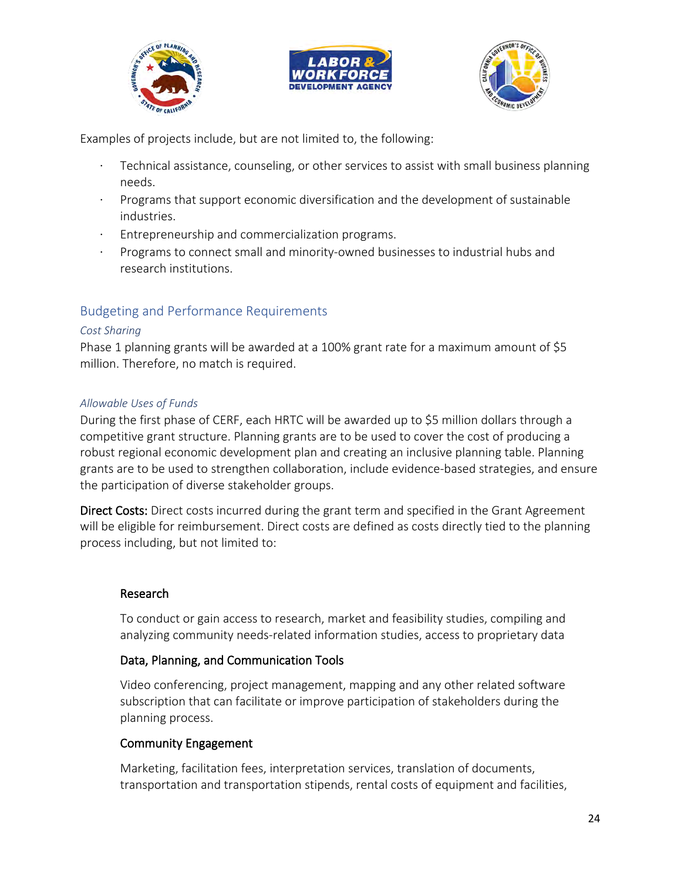Examples of projects include, but are not limited to, the following:

- Technical assistance, counseling, or other services to assist with small business planning needs.
- Programs that support economic diversification and the development of sustainable industries.
- Entrepreneurship and commercialization programs.
- Programs to connect small and minority-owned businesses to industrial hubs and research institutions.

## Budgeting and Performance Requirements

### *Cost Sharing*

Phase 1 planning grants will be awarded at a 100% grant rate for a maximum amount of $5 million. Therefore, no match is required.

### *Allowable Uses of Funds*

During the first phase of CERF, each HRTC will be awarded up to $5 million dollars through a competitive grant structure. Planning grants are to be used to cover the cost of producing a robust regional economic development plan and creating an inclusive planning table. Planning grants are to be used to strengthen collaboration, include evidence-based strategies, and ensure the participation of diverse stakeholder groups.

**Direct Costs:** Direct costs incurred during the grant term and specified in the Grant Agreement will be eligible for reimbursement. Direct costs are defined as costs directly tied to the planning process including, but not limited to:

**Research**

To conduct or gain access to research, market and feasibility studies, compiling and analyzing community needs-related information studies, access to proprietary data

**Data, Planning, and Communication Tools**

Video conferencing, project management, mapping and any other related software subscription that can facilitate or improve participation of stakeholders during the planning process.

**Community Engagement**

Marketing, facilitation fees, interpretation services, translation of documents, transportation and transportation stipends, rental costs of equipment and facilities,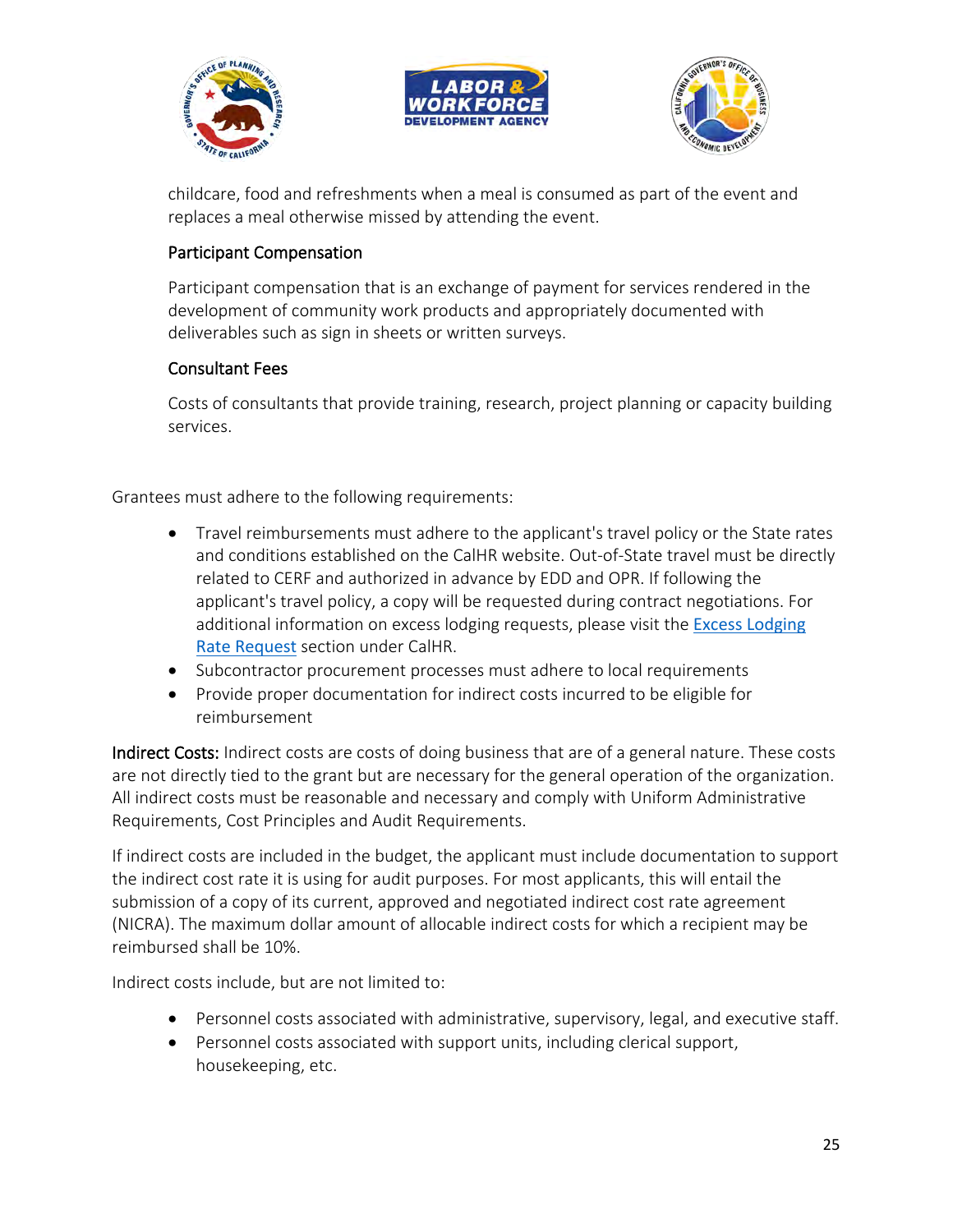childcare, food and refreshments when a meal is consumed as part of the event and replaces a meal otherwise missed by attending the event.

#### Participant Compensation

Participant compensation that is an exchange of payment for services rendered in the development of community work products and appropriately documented with deliverables such as sign in sheets or written surveys.

#### Consultant Fees

Costs of consultants that provide training, research, project planning or capacity building services.

Grantees must adhere to the following requirements:

- Travel reimbursements must adhere to the applicant's travel policy or the State rates and conditions established on the CalHR website. Out-of-State travel must be directly related to CERF and authorized in advance by EDD and OPR. If following the applicant's travel policy, a copy will be requested during contract negotiations. For additional information on excess lodging requests, please visit the Excess Lodging Rate Request section under CalHR.
- Subcontractor procurement processes must adhere to local requirements
- Provide proper documentation for indirect costs incurred to be eligible for reimbursement

**Indirect Costs:** Indirect costs are costs of doing business that are of a general nature. These costs are not directly tied to the grant but are necessary for the general operation of the organization. All indirect costs must be reasonable and necessary and comply with Uniform Administrative Requirements, Cost Principles and Audit Requirements.

If indirect costs are included in the budget, the applicant must include documentation to support the indirect cost rate it is using for audit purposes. For most applicants, this will entail the submission of a copy of its current, approved and negotiated indirect cost rate agreement (NICRA). The maximum dollar amount of allocable indirect costs for which a recipient may be reimbursed shall be 10%.

Indirect costs include, but are not limited to:

- Personnel costs associated with administrative, supervisory, legal, and executive staff.
- Personnel costs associated with support units, including clerical support, housekeeping, etc.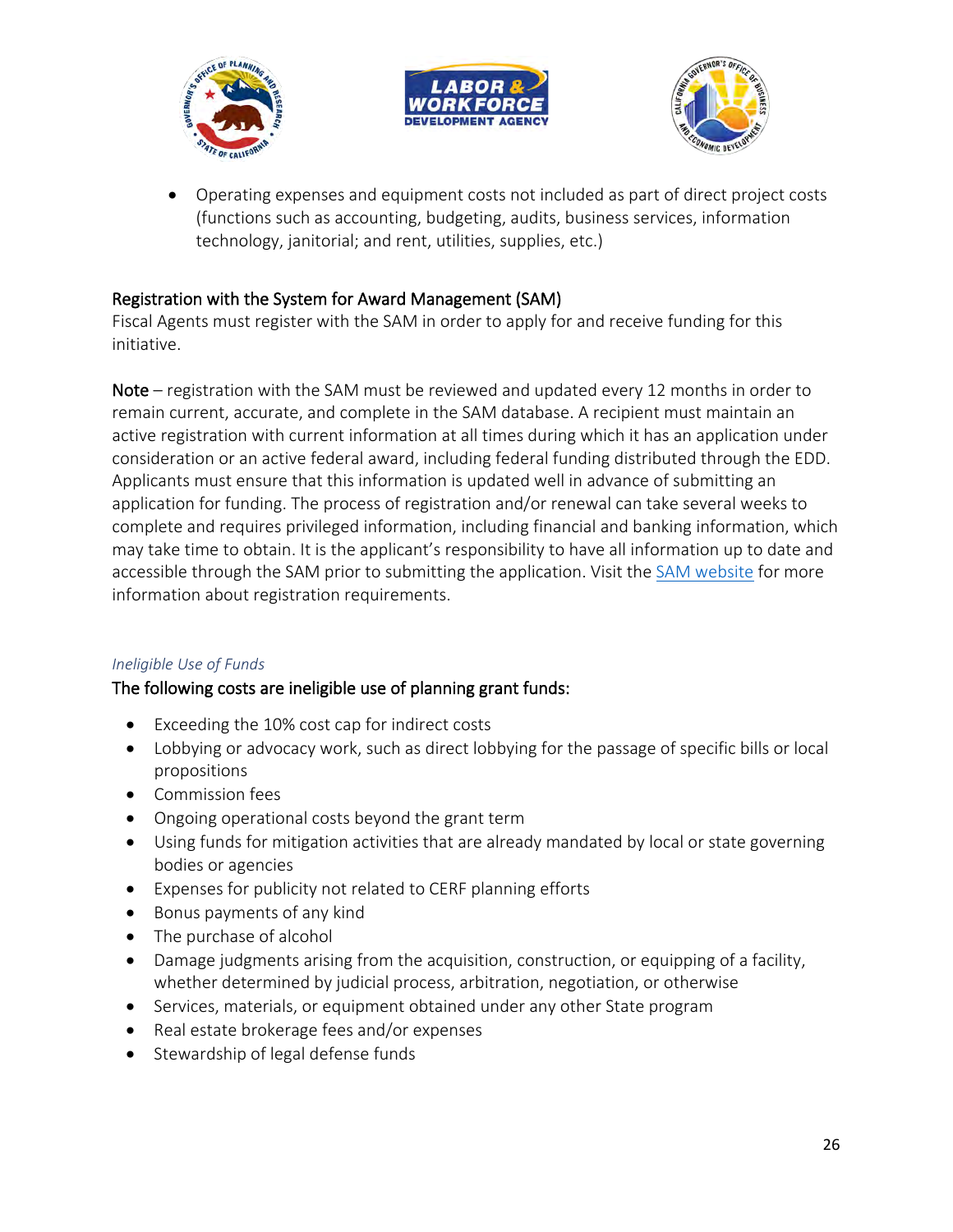- Operating expenses and equipment costs not included as part of direct project costs (functions such as accounting, budgeting, audits, business services, information technology, janitorial; and rent, utilities, supplies, etc.)

### Registration with the System for Award Management (SAM)

Fiscal Agents must register with the SAM in order to apply for and receive funding for this initiative.

**Note** – registration with the SAM must be reviewed and updated every 12 months in order to remain current, accurate, and complete in the SAM database. A recipient must maintain an active registration with current information at all times during which it has an application under consideration or an active federal award, including federal funding distributed through the EDD. Applicants must ensure that this information is updated well in advance of submitting an application for funding. The process of registration and/or renewal can take several weeks to complete and requires privileged information, including financial and banking information, which may take time to obtain. It is the applicant's responsibility to have all information up to date and accessible through the SAM prior to submitting the application. Visit the SAM website for more information about registration requirements.

*Ineligible Use of Funds*

### The following costs are ineligible use of planning grant funds:

- Exceeding the 10% cost cap for indirect costs
- Lobbying or advocacy work, such as direct lobbying for the passage of specific bills or local propositions
- Commission fees
- Ongoing operational costs beyond the grant term
- Using funds for mitigation activities that are already mandated by local or state governing bodies or agencies
- Expenses for publicity not related to CERF planning efforts
- Bonus payments of any kind
- The purchase of alcohol
- Damage judgments arising from the acquisition, construction, or equipping of a facility, whether determined by judicial process, arbitration, negotiation, or otherwise
- Services, materials, or equipment obtained under any other State program
- Real estate brokerage fees and/or expenses
- Stewardship of legal defense funds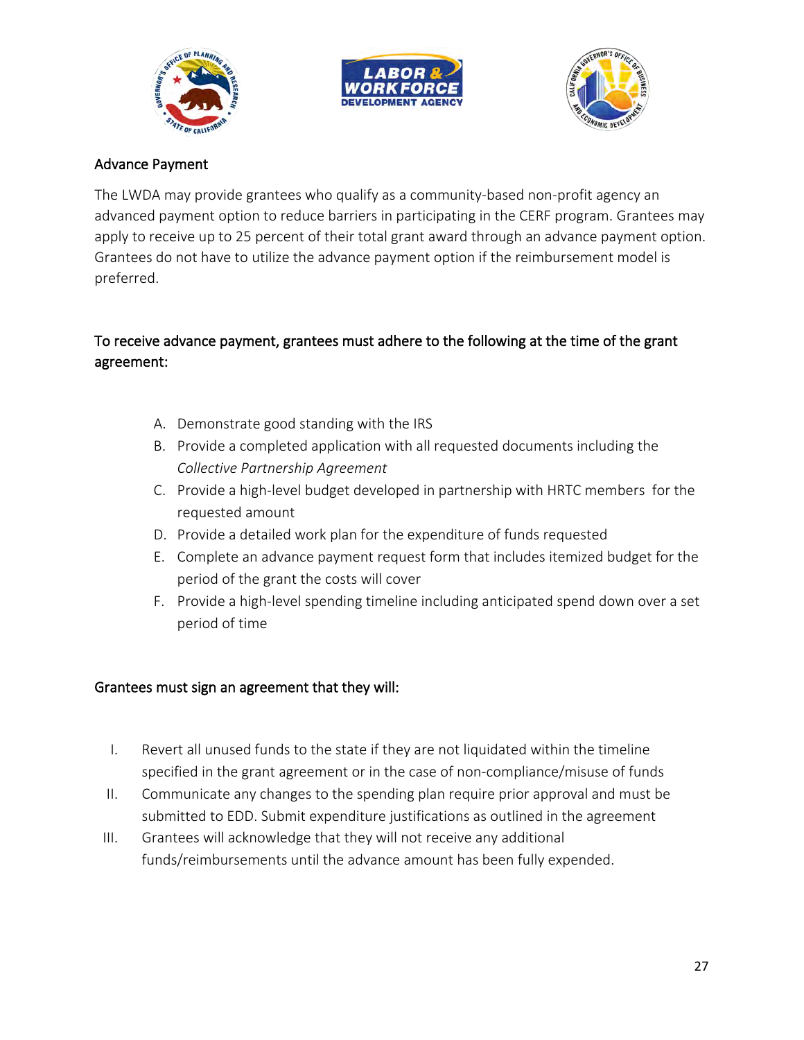## Advance Payment

The LWDA may provide grantees who qualify as a community-based non-profit agency an advanced payment option to reduce barriers in participating in the CERF program. Grantees may apply to receive up to 25 percent of their total grant award through an advance payment option. Grantees do not have to utilize the advance payment option if the reimbursement model is preferred.

### To receive advance payment, grantees must adhere to the following at the time of the grant agreement:

A. Demonstrate good standing with the IRS
B. Provide a completed application with all requested documents including the *Collective Partnership Agreement*
C. Provide a high-level budget developed in partnership with HRTC members for the requested amount
D. Provide a detailed work plan for the expenditure of funds requested
E. Complete an advance payment request form that includes itemized budget for the period of the grant the costs will cover
F. Provide a high-level spending timeline including anticipated spend down over a set period of time

### Grantees must sign an agreement that they will:

I. Revert all unused funds to the state if they are not liquidated within the timeline specified in the grant agreement or in the case of non-compliance/misuse of funds
II. Communicate any changes to the spending plan require prior approval and must be submitted to EDD. Submit expenditure justifications as outlined in the agreement
III. Grantees will acknowledge that they will not receive any additional funds/reimbursements until the advance amount has been fully expended.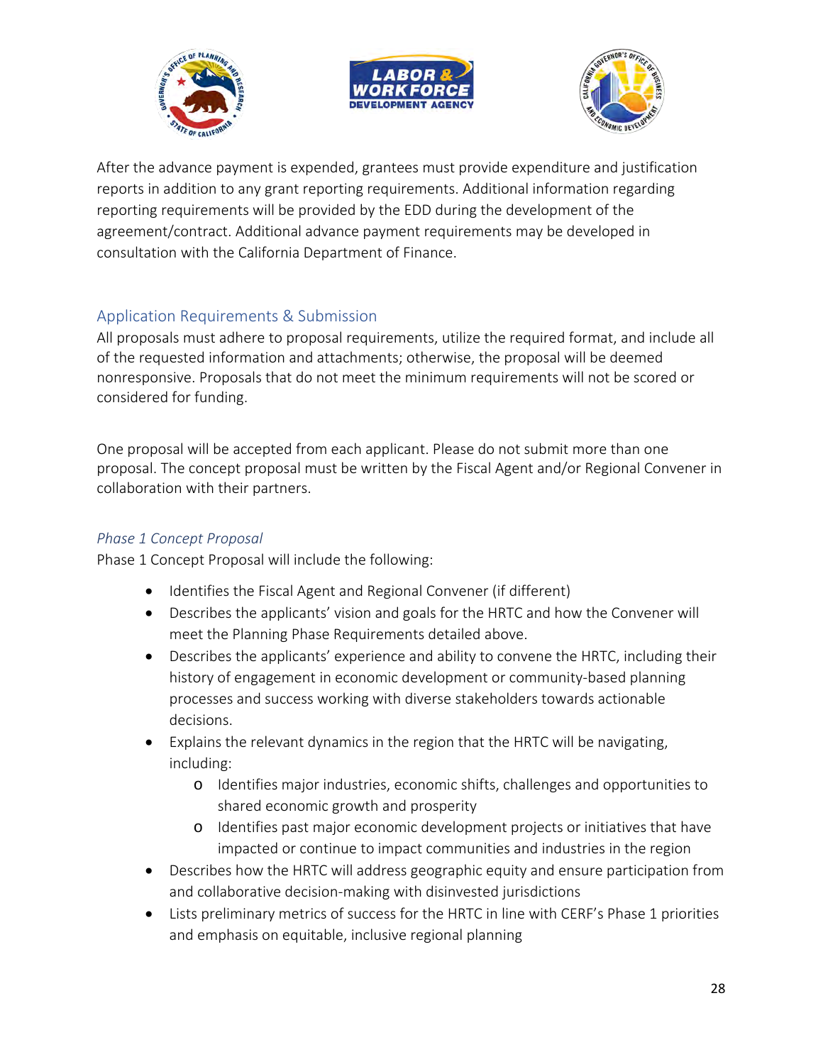After the advance payment is expended, grantees must provide expenditure and justification reports in addition to any grant reporting requirements. Additional information regarding reporting requirements will be provided by the EDD during the development of the agreement/contract. Additional advance payment requirements may be developed in consultation with the California Department of Finance.

## Application Requirements & Submission

All proposals must adhere to proposal requirements, utilize the required format, and include all of the requested information and attachments; otherwise, the proposal will be deemed nonresponsive. Proposals that do not meet the minimum requirements will not be scored or considered for funding.

One proposal will be accepted from each applicant. Please do not submit more than one proposal. The concept proposal must be written by the Fiscal Agent and/or Regional Convener in collaboration with their partners.

### *Phase 1 Concept Proposal*

Phase 1 Concept Proposal will include the following:

- Identifies the Fiscal Agent and Regional Convener (if different)
- Describes the applicants' vision and goals for the HRTC and how the Convener will meet the Planning Phase Requirements detailed above.
- Describes the applicants' experience and ability to convene the HRTC, including their history of engagement in economic development or community-based planning processes and success working with diverse stakeholders towards actionable decisions.
- Explains the relevant dynamics in the region that the HRTC will be navigating, including:
  - Identifies major industries, economic shifts, challenges and opportunities to shared economic growth and prosperity
  - Identifies past major economic development projects or initiatives that have impacted or continue to impact communities and industries in the region
- Describes how the HRTC will address geographic equity and ensure participation from and collaborative decision-making with disinvested jurisdictions
- Lists preliminary metrics of success for the HRTC in line with CERF's Phase 1 priorities and emphasis on equitable, inclusive regional planning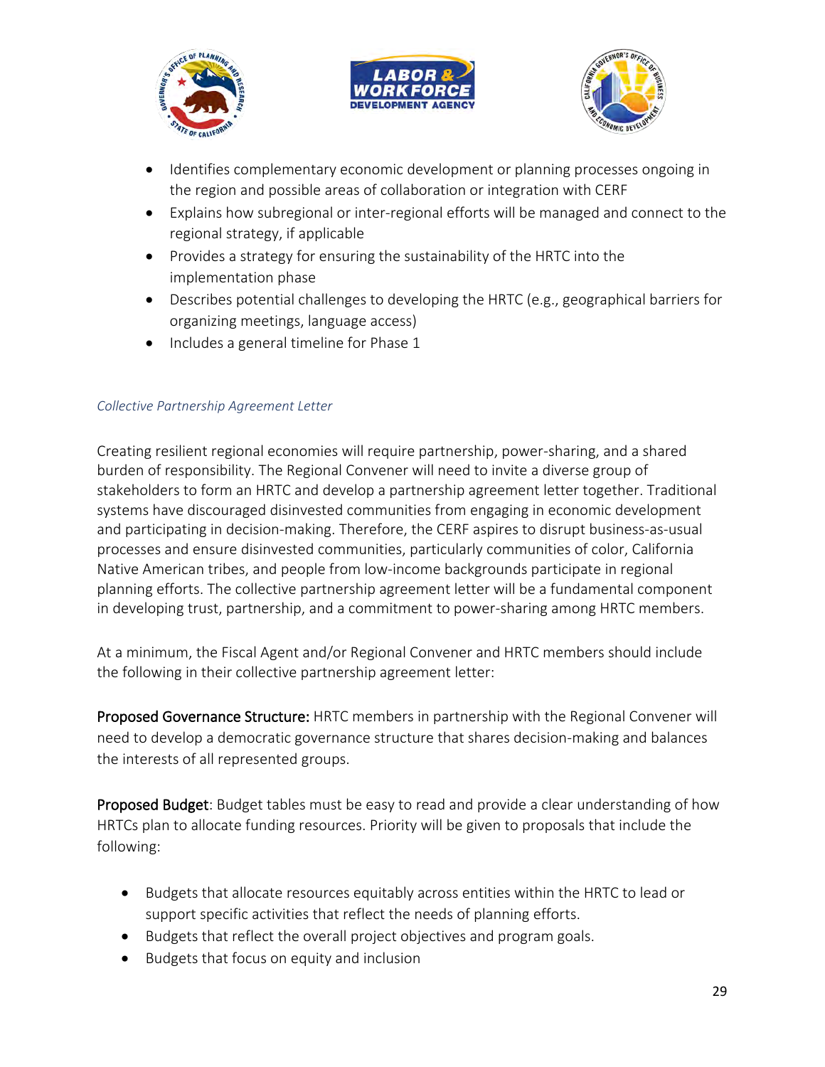- Identifies complementary economic development or planning processes ongoing in the region and possible areas of collaboration or integration with CERF
- Explains how subregional or inter-regional efforts will be managed and connect to the regional strategy, if applicable
- Provides a strategy for ensuring the sustainability of the HRTC into the implementation phase
- Describes potential challenges to developing the HRTC (e.g., geographical barriers for organizing meetings, language access)
- Includes a general timeline for Phase 1

*Collective Partnership Agreement Letter*

Creating resilient regional economies will require partnership, power-sharing, and a shared burden of responsibility. The Regional Convener will need to invite a diverse group of stakeholders to form an HRTC and develop a partnership agreement letter together. Traditional systems have discouraged disinvested communities from engaging in economic development and participating in decision-making. Therefore, the CERF aspires to disrupt business-as-usual processes and ensure disinvested communities, particularly communities of color, California Native American tribes, and people from low-income backgrounds participate in regional planning efforts. The collective partnership agreement letter will be a fundamental component in developing trust, partnership, and a commitment to power-sharing among HRTC members.

At a minimum, the Fiscal Agent and/or Regional Convener and HRTC members should include the following in their collective partnership agreement letter:

**Proposed Governance Structure:** HRTC members in partnership with the Regional Convener will need to develop a democratic governance structure that shares decision-making and balances the interests of all represented groups.

**Proposed Budget**: Budget tables must be easy to read and provide a clear understanding of how HRTCs plan to allocate funding resources. Priority will be given to proposals that include the following:

- Budgets that allocate resources equitably across entities within the HRTC to lead or support specific activities that reflect the needs of planning efforts.
- Budgets that reflect the overall project objectives and program goals.
- Budgets that focus on equity and inclusion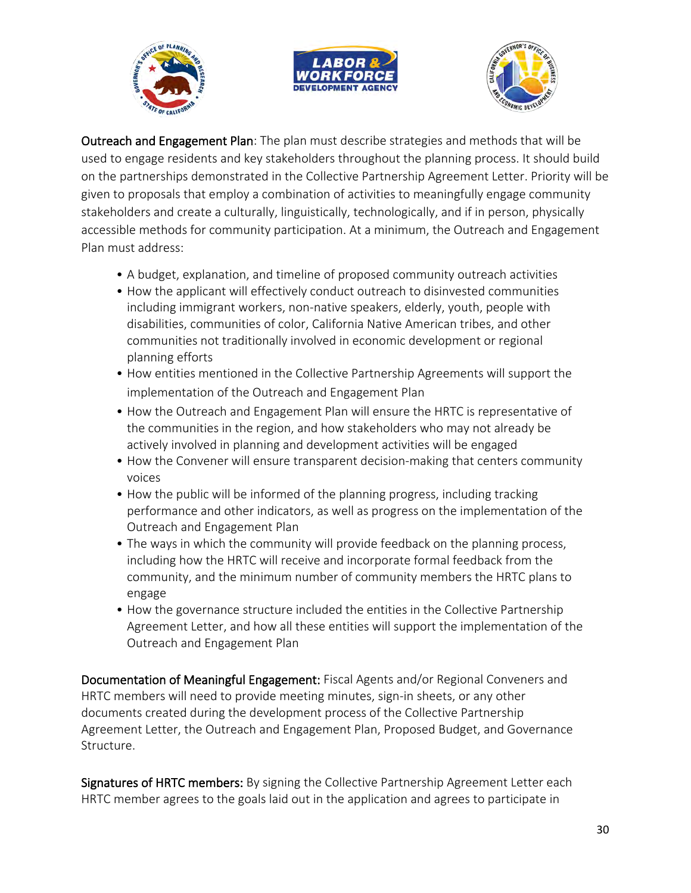**Outreach and Engagement Plan**: The plan must describe strategies and methods that will be used to engage residents and key stakeholders throughout the planning process. It should build on the partnerships demonstrated in the Collective Partnership Agreement Letter. Priority will be given to proposals that employ a combination of activities to meaningfully engage community stakeholders and create a culturally, linguistically, technologically, and if in person, physically accessible methods for community participation. At a minimum, the Outreach and Engagement Plan must address:

- A budget, explanation, and timeline of proposed community outreach activities
- How the applicant will effectively conduct outreach to disinvested communities including immigrant workers, non-native speakers, elderly, youth, people with disabilities, communities of color, California Native American tribes, and other communities not traditionally involved in economic development or regional planning efforts
- How entities mentioned in the Collective Partnership Agreements will support the implementation of the Outreach and Engagement Plan
- How the Outreach and Engagement Plan will ensure the HRTC is representative of the communities in the region, and how stakeholders who may not already be actively involved in planning and development activities will be engaged
- How the Convener will ensure transparent decision-making that centers community voices
- How the public will be informed of the planning progress, including tracking performance and other indicators, as well as progress on the implementation of the Outreach and Engagement Plan
- The ways in which the community will provide feedback on the planning process, including how the HRTC will receive and incorporate formal feedback from the community, and the minimum number of community members the HRTC plans to engage
- How the governance structure included the entities in the Collective Partnership Agreement Letter, and how all these entities will support the implementation of the Outreach and Engagement Plan

**Documentation of Meaningful Engagement:** Fiscal Agents and/or Regional Conveners and HRTC members will need to provide meeting minutes, sign-in sheets, or any other documents created during the development process of the Collective Partnership Agreement Letter, the Outreach and Engagement Plan, Proposed Budget, and Governance Structure.

**Signatures of HRTC members:** By signing the Collective Partnership Agreement Letter each HRTC member agrees to the goals laid out in the application and agrees to participate in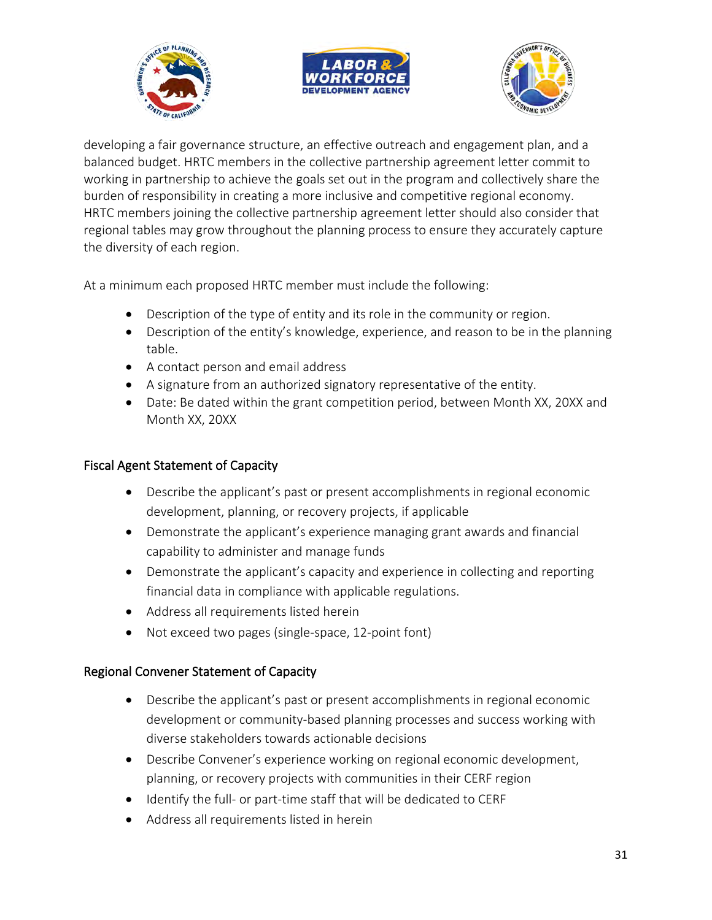developing a fair governance structure, an effective outreach and engagement plan, and a balanced budget. HRTC members in the collective partnership agreement letter commit to working in partnership to achieve the goals set out in the program and collectively share the burden of responsibility in creating a more inclusive and competitive regional economy. HRTC members joining the collective partnership agreement letter should also consider that regional tables may grow throughout the planning process to ensure they accurately capture the diversity of each region.

At a minimum each proposed HRTC member must include the following:

- Description of the type of entity and its role in the community or region.
- Description of the entity's knowledge, experience, and reason to be in the planning table.
- A contact person and email address
- A signature from an authorized signatory representative of the entity.
- Date: Be dated within the grant competition period, between Month XX, 20XX and Month XX, 20XX

### Fiscal Agent Statement of Capacity

- Describe the applicant's past or present accomplishments in regional economic development, planning, or recovery projects, if applicable
- Demonstrate the applicant's experience managing grant awards and financial capability to administer and manage funds
- Demonstrate the applicant's capacity and experience in collecting and reporting financial data in compliance with applicable regulations.
- Address all requirements listed herein
- Not exceed two pages (single-space, 12-point font)

### Regional Convener Statement of Capacity

- Describe the applicant's past or present accomplishments in regional economic development or community-based planning processes and success working with diverse stakeholders towards actionable decisions
- Describe Convener's experience working on regional economic development, planning, or recovery projects with communities in their CERF region
- Identify the full- or part-time staff that will be dedicated to CERF
- Address all requirements listed in herein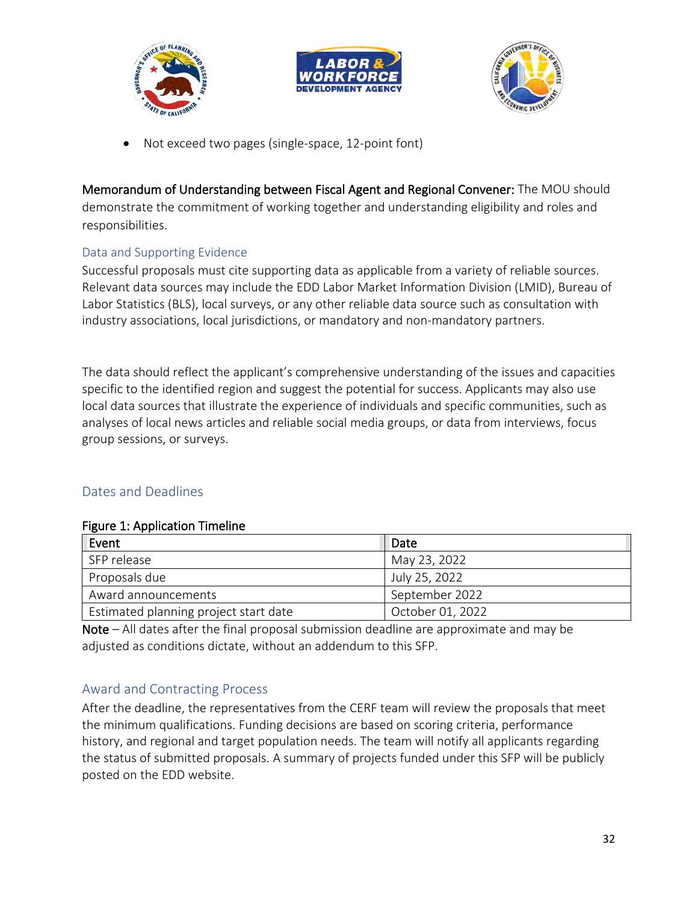- Not exceed two pages (single-space, 12-point font)

**Memorandum of Understanding between Fiscal Agent and Regional Convener:** The MOU should demonstrate the commitment of working together and understanding eligibility and roles and responsibilities.

### Data and Supporting Evidence

Successful proposals must cite supporting data as applicable from a variety of reliable sources. Relevant data sources may include the EDD Labor Market Information Division (LMID), Bureau of Labor Statistics (BLS), local surveys, or any other reliable data source such as consultation with industry associations, local jurisdictions, or mandatory and non-mandatory partners.

The data should reflect the applicant's comprehensive understanding of the issues and capacities specific to the identified region and suggest the potential for success. Applicants may also use local data sources that illustrate the experience of individuals and specific communities, such as analyses of local news articles and reliable social media groups, or data from interviews, focus group sessions, or surveys.

## Dates and Deadlines

**Figure 1: Application Timeline**

| Event | Date |
|---|---|
| SFP release | May 23, 2022 |
| Proposals due | July 25, 2022 |
| Award announcements | September 2022 |
| Estimated planning project start date | October 01, 2022 |

**Note** – All dates after the final proposal submission deadline are approximate and may be adjusted as conditions dictate, without an addendum to this SFP.

## Award and Contracting Process

After the deadline, the representatives from the CERF team will review the proposals that meet the minimum qualifications. Funding decisions are based on scoring criteria, performance history, and regional and target population needs. The team will notify all applicants regarding the status of submitted proposals. A summary of projects funded under this SFP will be publicly posted on the EDD website.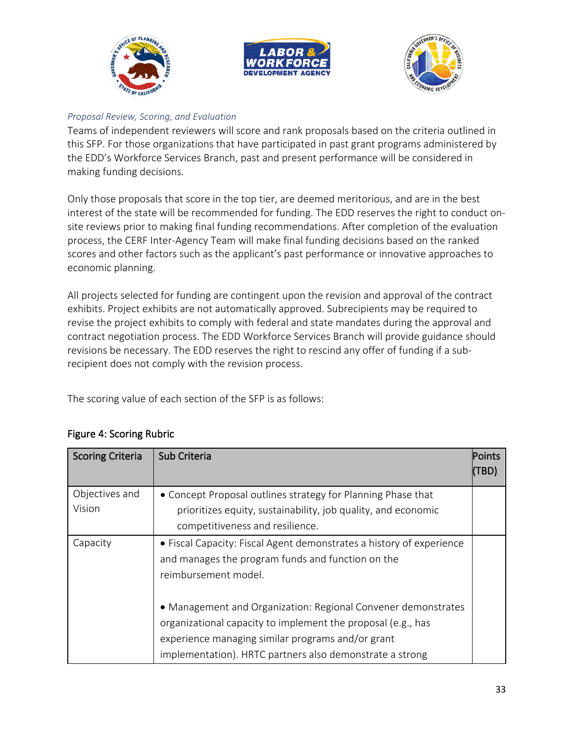*Proposal Review, Scoring, and Evaluation*

Teams of independent reviewers will score and rank proposals based on the criteria outlined in this SFP. For those organizations that have participated in past grant programs administered by the EDD's Workforce Services Branch, past and present performance will be considered in making funding decisions.

Only those proposals that score in the top tier, are deemed meritorious, and are in the best interest of the state will be recommended for funding. The EDD reserves the right to conduct on-site reviews prior to making final funding recommendations. After completion of the evaluation process, the CERF Inter-Agency Team will make final funding decisions based on the ranked scores and other factors such as the applicant's past performance or innovative approaches to economic planning.

All projects selected for funding are contingent upon the revision and approval of the contract exhibits. Project exhibits are not automatically approved. Subrecipients may be required to revise the project exhibits to comply with federal and state mandates during the approval and contract negotiation process. The EDD Workforce Services Branch will provide guidance should revisions be necessary. The EDD reserves the right to rescind any offer of funding if a sub-recipient does not comply with the revision process.

The scoring value of each section of the SFP is as follows:

**Figure 4: Scoring Rubric**

| Scoring Criteria | Sub Criteria | Points (TBD) |
|---|---|---|
| Objectives and Vision | • Concept Proposal outlines strategy for Planning Phase that prioritizes equity, sustainability, job quality, and economic competitiveness and resilience. | |
| Capacity | • Fiscal Capacity: Fiscal Agent demonstrates a history of experience and manages the program funds and function on the reimbursement model.<br><br>• Management and Organization: Regional Convener demonstrates organizational capacity to implement the proposal (e.g., has experience managing similar programs and/or grant implementation). HRTC partners also demonstrate a strong | |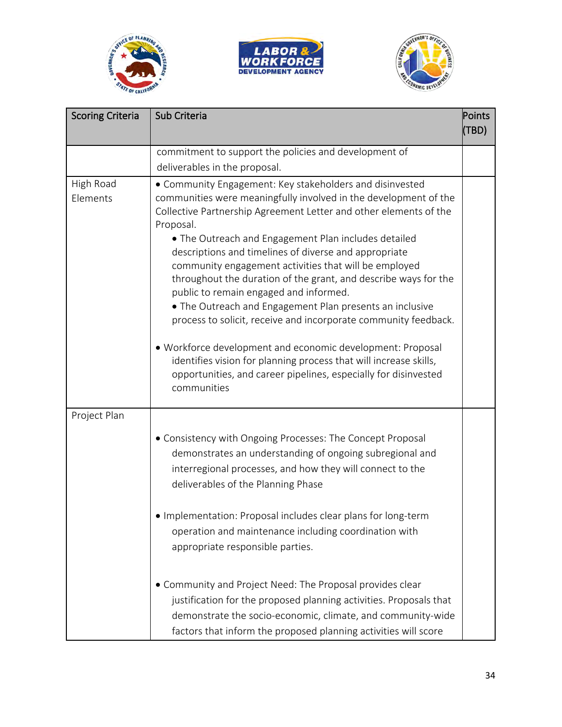| Scoring Criteria | Sub Criteria | Points (TBD) |
|---|---|---|
| | commitment to support the policies and development of deliverables in the proposal. | |
| High Road Elements | • Community Engagement: Key stakeholders and disinvested communities were meaningfully involved in the development of the Collective Partnership Agreement Letter and other elements of the Proposal.<br>• The Outreach and Engagement Plan includes detailed descriptions and timelines of diverse and appropriate community engagement activities that will be employed throughout the duration of the grant, and describe ways for the public to remain engaged and informed.<br>• The Outreach and Engagement Plan presents an inclusive process to solicit, receive and incorporate community feedback.<br><br>• Workforce development and economic development: Proposal identifies vision for planning process that will increase skills, opportunities, and career pipelines, especially for disinvested communities | |
| Project Plan | • Consistency with Ongoing Processes: The Concept Proposal demonstrates an understanding of ongoing subregional and interregional processes, and how they will connect to the deliverables of the Planning Phase<br><br>• Implementation: Proposal includes clear plans for long-term operation and maintenance including coordination with appropriate responsible parties.<br><br>• Community and Project Need: The Proposal provides clear justification for the proposed planning activities. Proposals that demonstrate the socio-economic, climate, and community-wide factors that inform the proposed planning activities will score | |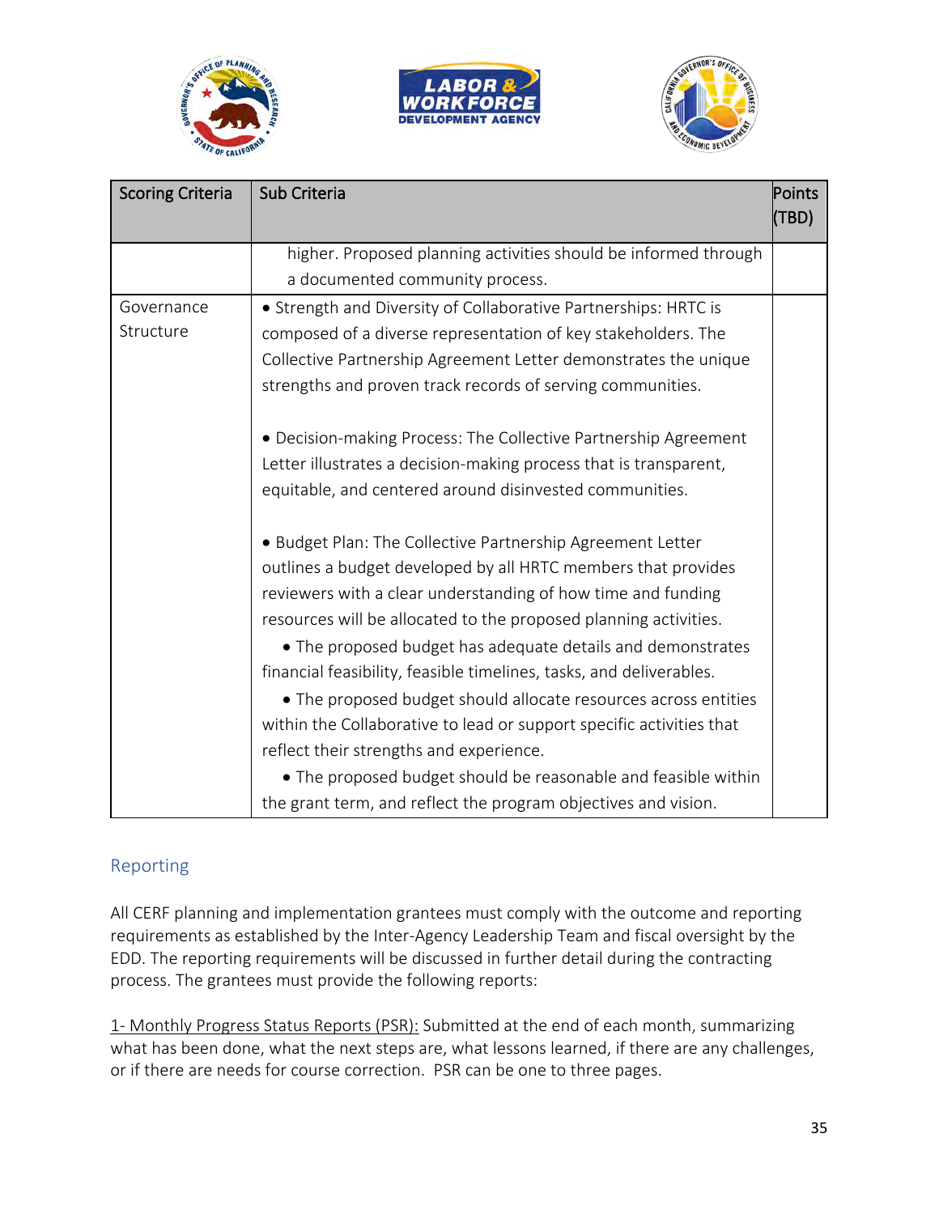| Scoring Criteria | Sub Criteria | Points (TBD) |
|---|---|---|
| | higher. Proposed planning activities should be informed through a documented community process. | |
| Governance Structure | • Strength and Diversity of Collaborative Partnerships: HRTC is composed of a diverse representation of key stakeholders. The Collective Partnership Agreement Letter demonstrates the unique strengths and proven track records of serving communities.<br><br>• Decision-making Process: The Collective Partnership Agreement Letter illustrates a decision-making process that is transparent, equitable, and centered around disinvested communities.<br><br>• Budget Plan: The Collective Partnership Agreement Letter outlines a budget developed by all HRTC members that provides reviewers with a clear understanding of how time and funding resources will be allocated to the proposed planning activities.<br>• The proposed budget has adequate details and demonstrates financial feasibility, feasible timelines, tasks, and deliverables.<br>• The proposed budget should allocate resources across entities within the Collaborative to lead or support specific activities that reflect their strengths and experience.<br>• The proposed budget should be reasonable and feasible within the grant term, and reflect the program objectives and vision. | |

## Reporting

All CERF planning and implementation grantees must comply with the outcome and reporting requirements as established by the Inter-Agency Leadership Team and fiscal oversight by the EDD. The reporting requirements will be discussed in further detail during the contracting process. The grantees must provide the following reports:

1- Monthly Progress Status Reports (PSR): Submitted at the end of each month, summarizing what has been done, what the next steps are, what lessons learned, if there are any challenges, or if there are needs for course correction. PSR can be one to three pages.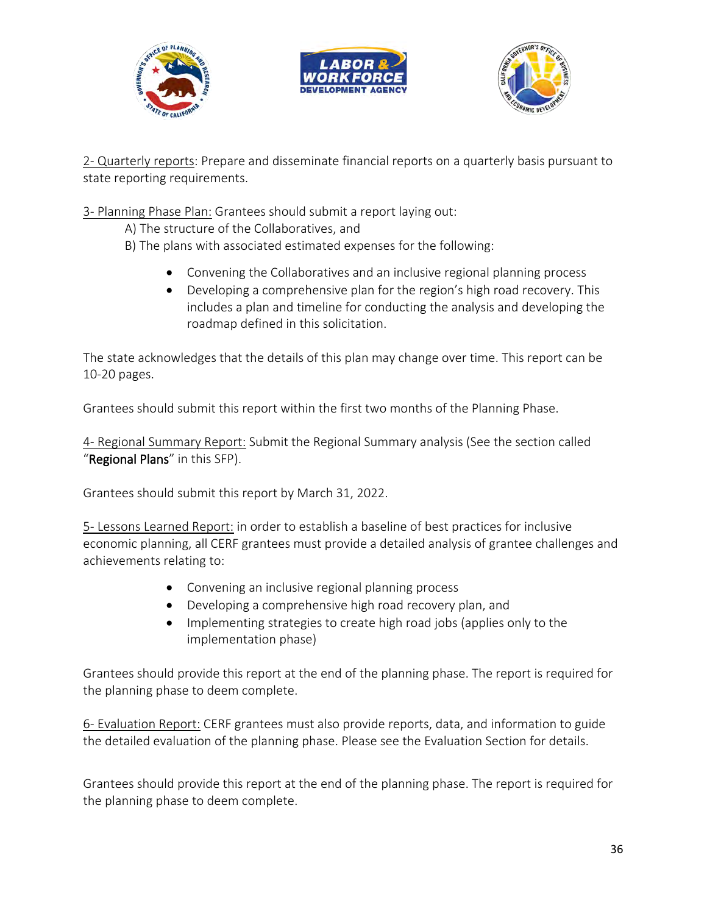2- Quarterly reports: Prepare and disseminate financial reports on a quarterly basis pursuant to state reporting requirements.

3- Planning Phase Plan: Grantees should submit a report laying out:

A) The structure of the Collaboratives, and

B) The plans with associated estimated expenses for the following:

- Convening the Collaboratives and an inclusive regional planning process
- Developing a comprehensive plan for the region's high road recovery. This includes a plan and timeline for conducting the analysis and developing the roadmap defined in this solicitation.

The state acknowledges that the details of this plan may change over time. This report can be 10-20 pages.

Grantees should submit this report within the first two months of the Planning Phase.

4- Regional Summary Report: Submit the Regional Summary analysis (See the section called "Regional Plans" in this SFP).

Grantees should submit this report by March 31, 2022.

5- Lessons Learned Report: in order to establish a baseline of best practices for inclusive economic planning, all CERF grantees must provide a detailed analysis of grantee challenges and achievements relating to:

- Convening an inclusive regional planning process
- Developing a comprehensive high road recovery plan, and
- Implementing strategies to create high road jobs (applies only to the implementation phase)

Grantees should provide this report at the end of the planning phase. The report is required for the planning phase to deem complete.

6- Evaluation Report: CERF grantees must also provide reports, data, and information to guide the detailed evaluation of the planning phase. Please see the Evaluation Section for details.

Grantees should provide this report at the end of the planning phase. The report is required for the planning phase to deem complete.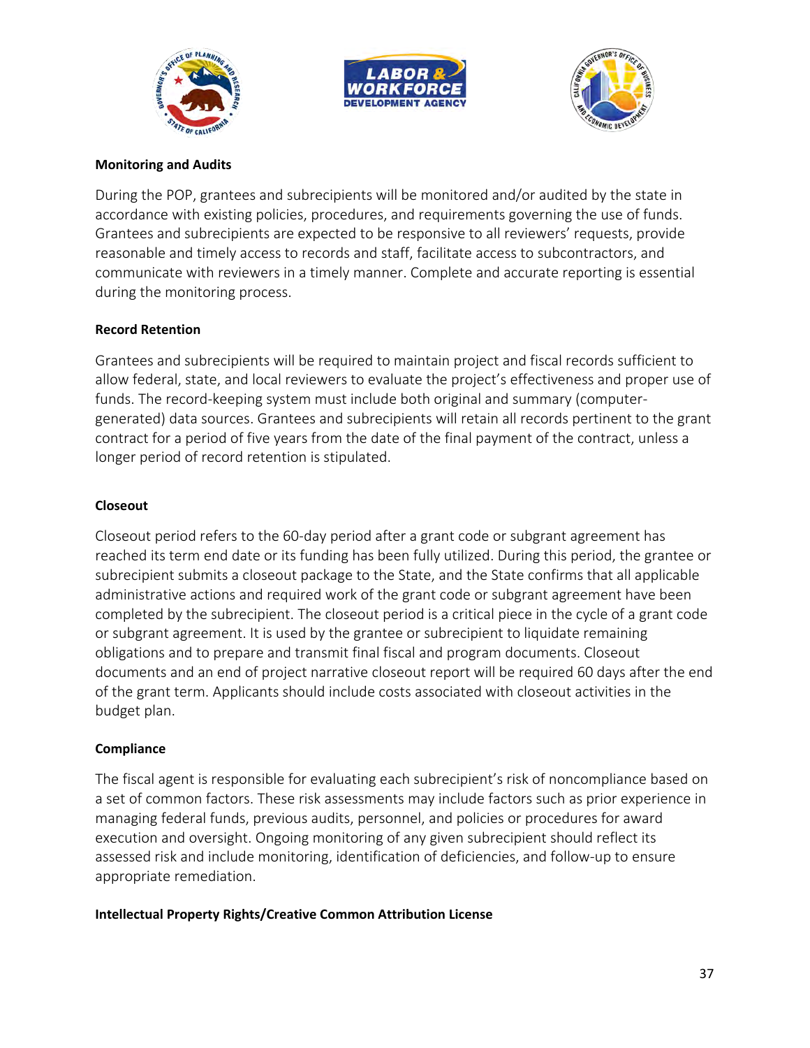**Monitoring and Audits**

During the POP, grantees and subrecipients will be monitored and/or audited by the state in accordance with existing policies, procedures, and requirements governing the use of funds. Grantees and subrecipients are expected to be responsive to all reviewers' requests, provide reasonable and timely access to records and staff, facilitate access to subcontractors, and communicate with reviewers in a timely manner. Complete and accurate reporting is essential during the monitoring process.

**Record Retention**

Grantees and subrecipients will be required to maintain project and fiscal records sufficient to allow federal, state, and local reviewers to evaluate the project's effectiveness and proper use of funds. The record-keeping system must include both original and summary (computer-generated) data sources. Grantees and subrecipients will retain all records pertinent to the grant contract for a period of five years from the date of the final payment of the contract, unless a longer period of record retention is stipulated.

**Closeout**

Closeout period refers to the 60-day period after a grant code or subgrant agreement has reached its term end date or its funding has been fully utilized. During this period, the grantee or subrecipient submits a closeout package to the State, and the State confirms that all applicable administrative actions and required work of the grant code or subgrant agreement have been completed by the subrecipient. The closeout period is a critical piece in the cycle of a grant code or subgrant agreement. It is used by the grantee or subrecipient to liquidate remaining obligations and to prepare and transmit final fiscal and program documents. Closeout documents and an end of project narrative closeout report will be required 60 days after the end of the grant term. Applicants should include costs associated with closeout activities in the budget plan.

**Compliance**

The fiscal agent is responsible for evaluating each subrecipient's risk of noncompliance based on a set of common factors. These risk assessments may include factors such as prior experience in managing federal funds, previous audits, personnel, and policies or procedures for award execution and oversight. Ongoing monitoring of any given subrecipient should reflect its assessed risk and include monitoring, identification of deficiencies, and follow-up to ensure appropriate remediation.

**Intellectual Property Rights/Creative Common Attribution License**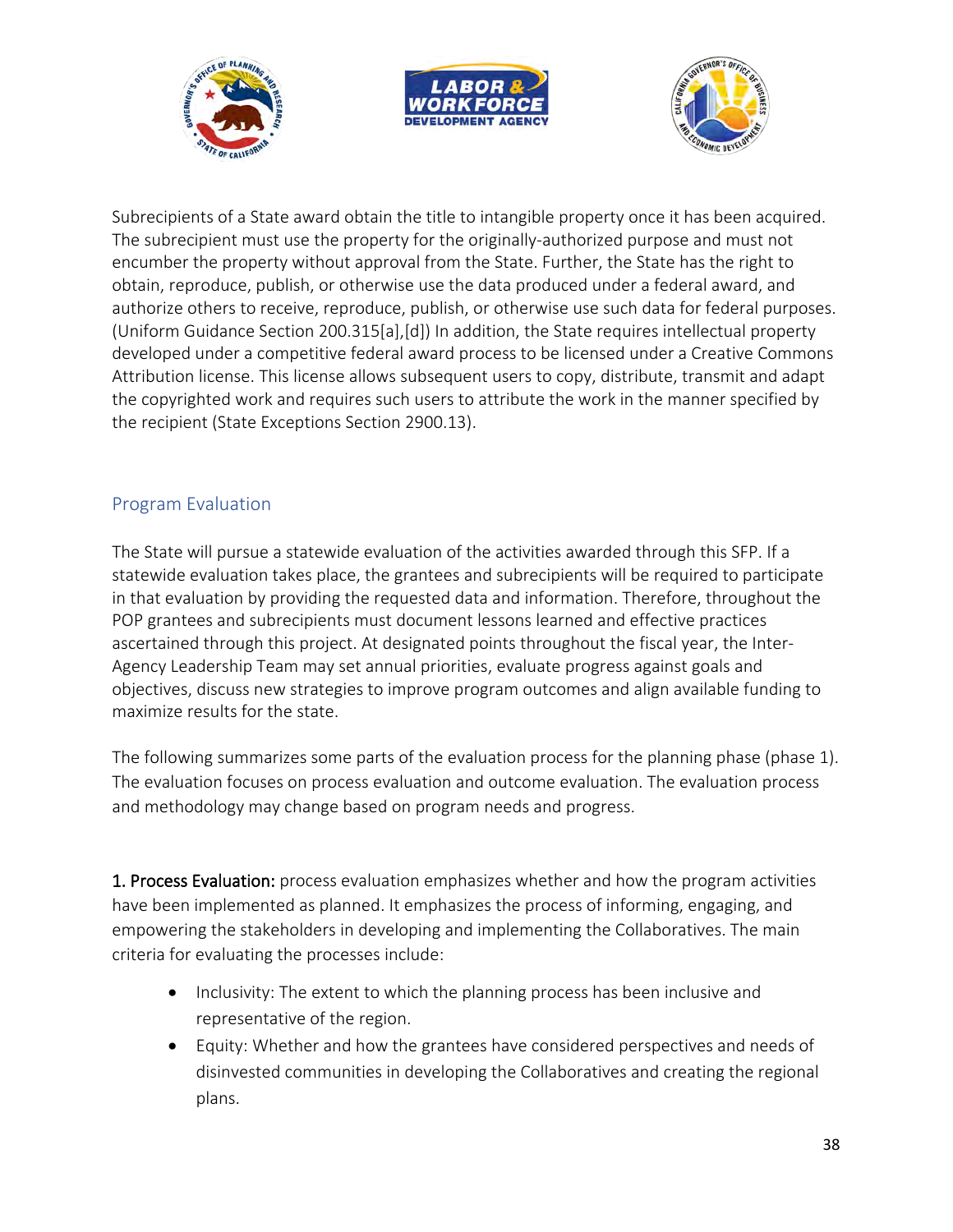Subrecipients of a State award obtain the title to intangible property once it has been acquired. The subrecipient must use the property for the originally-authorized purpose and must not encumber the property without approval from the State. Further, the State has the right to obtain, reproduce, publish, or otherwise use the data produced under a federal award, and authorize others to receive, reproduce, publish, or otherwise use such data for federal purposes. (Uniform Guidance Section 200.315[a],[d]) In addition, the State requires intellectual property developed under a competitive federal award process to be licensed under a Creative Commons Attribution license. This license allows subsequent users to copy, distribute, transmit and adapt the copyrighted work and requires such users to attribute the work in the manner specified by the recipient (State Exceptions Section 2900.13).

## Program Evaluation

The State will pursue a statewide evaluation of the activities awarded through this SFP. If a statewide evaluation takes place, the grantees and subrecipients will be required to participate in that evaluation by providing the requested data and information. Therefore, throughout the POP grantees and subrecipients must document lessons learned and effective practices ascertained through this project. At designated points throughout the fiscal year, the Inter-Agency Leadership Team may set annual priorities, evaluate progress against goals and objectives, discuss new strategies to improve program outcomes and align available funding to maximize results for the state.

The following summarizes some parts of the evaluation process for the planning phase (phase 1). The evaluation focuses on process evaluation and outcome evaluation. The evaluation process and methodology may change based on program needs and progress.

**1. Process Evaluation:** process evaluation emphasizes whether and how the program activities have been implemented as planned. It emphasizes the process of informing, engaging, and empowering the stakeholders in developing and implementing the Collaboratives. The main criteria for evaluating the processes include:

- Inclusivity: The extent to which the planning process has been inclusive and representative of the region.
- Equity: Whether and how the grantees have considered perspectives and needs of disinvested communities in developing the Collaboratives and creating the regional plans.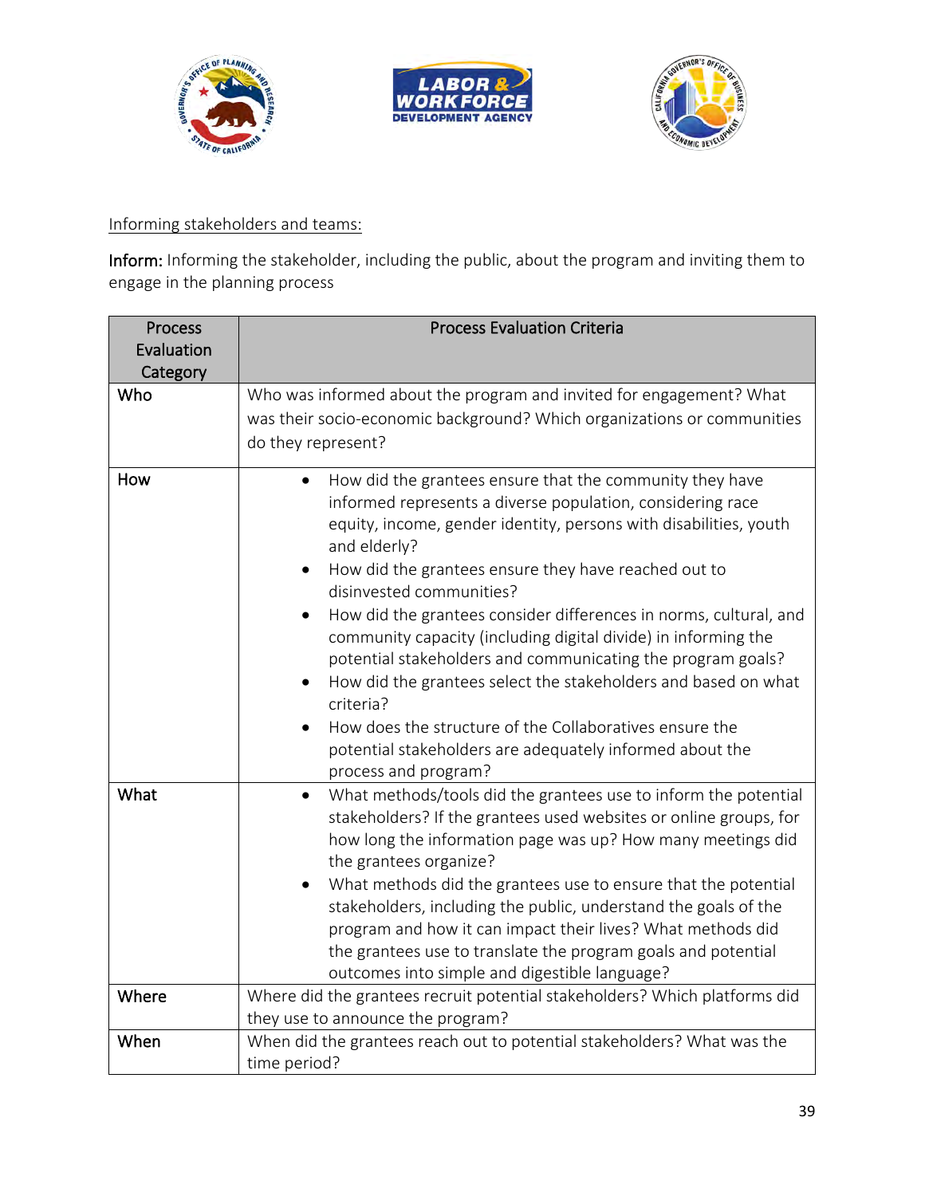Informing stakeholders and teams:

**Inform:** Informing the stakeholder, including the public, about the program and inviting them to engage in the planning process

| Process Evaluation Category | Process Evaluation Criteria |
|---|---|
| Who | Who was informed about the program and invited for engagement? What was their socio-economic background? Which organizations or communities do they represent? |
| How | • How did the grantees ensure that the community they have informed represents a diverse population, considering race equity, income, gender identity, persons with disabilities, youth and elderly?<br>• How did the grantees ensure they have reached out to disinvested communities?<br>• How did the grantees consider differences in norms, cultural, and community capacity (including digital divide) in informing the potential stakeholders and communicating the program goals?<br>• How did the grantees select the stakeholders and based on what criteria?<br>• How does the structure of the Collaboratives ensure the potential stakeholders are adequately informed about the process and program? |
| What | • What methods/tools did the grantees use to inform the potential stakeholders? If the grantees used websites or online groups, for how long the information page was up? How many meetings did the grantees organize?<br>• What methods did the grantees use to ensure that the potential stakeholders, including the public, understand the goals of the program and how it can impact their lives? What methods did the grantees use to translate the program goals and potential outcomes into simple and digestible language? |
| Where | Where did the grantees recruit potential stakeholders? Which platforms did they use to announce the program? |
| When | When did the grantees reach out to potential stakeholders? What was the time period? |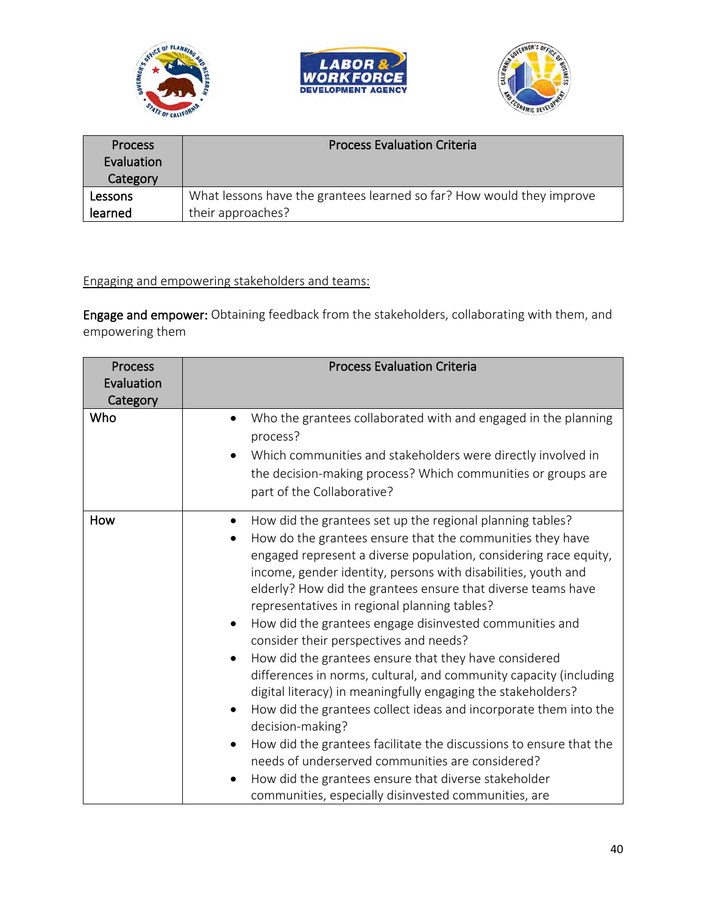| Process Evaluation Category | Process Evaluation Criteria |
|---|---|
| Lessons learned | What lessons have the grantees learned so far? How would they improve their approaches? |

Engaging and empowering stakeholders and teams:

**Engage and empower:** Obtaining feedback from the stakeholders, collaborating with them, and empowering them

| Process Evaluation Category | Process Evaluation Criteria |
|---|---|
| Who | • Who the grantees collaborated with and engaged in the planning process?<br>• Which communities and stakeholders were directly involved in the decision-making process? Which communities or groups are part of the Collaborative? |
| How | • How did the grantees set up the regional planning tables?<br>• How do the grantees ensure that the communities they have engaged represent a diverse population, considering race equity, income, gender identity, persons with disabilities, youth and elderly? How did the grantees ensure that diverse teams have representatives in regional planning tables?<br>• How did the grantees engage disinvested communities and consider their perspectives and needs?<br>• How did the grantees ensure that they have considered differences in norms, cultural, and community capacity (including digital literacy) in meaningfully engaging the stakeholders?<br>• How did the grantees collect ideas and incorporate them into the decision-making?<br>• How did the grantees facilitate the discussions to ensure that the needs of underserved communities are considered?<br>• How did the grantees ensure that diverse stakeholder communities, especially disinvested communities, are |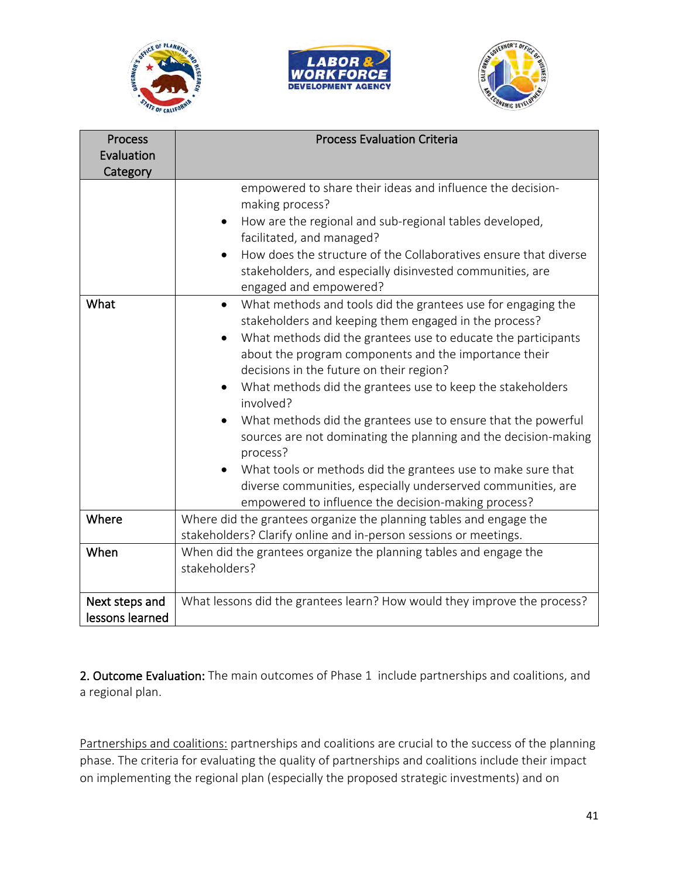| Process Evaluation Category | Process Evaluation Criteria |
|---|---|
| | empowered to share their ideas and influence the decision-making process?<br>• How are the regional and sub-regional tables developed, facilitated, and managed?<br>• How does the structure of the Collaboratives ensure that diverse stakeholders, and especially disinvested communities, are engaged and empowered? |
| What | • What methods and tools did the grantees use for engaging the stakeholders and keeping them engaged in the process?<br>• What methods did the grantees use to educate the participants about the program components and the importance their decisions in the future on their region?<br>• What methods did the grantees use to keep the stakeholders involved?<br>• What methods did the grantees use to ensure that the powerful sources are not dominating the planning and the decision-making process?<br>• What tools or methods did the grantees use to make sure that diverse communities, especially underserved communities, are empowered to influence the decision-making process? |
| Where | Where did the grantees organize the planning tables and engage the stakeholders? Clarify online and in-person sessions or meetings. |
| When | When did the grantees organize the planning tables and engage the stakeholders? |
| Next steps and lessons learned | What lessons did the grantees learn? How would they improve the process? |

**2. Outcome Evaluation:** The main outcomes of Phase 1 include partnerships and coalitions, and a regional plan.

<u>Partnerships and coalitions:</u> partnerships and coalitions are crucial to the success of the planning phase. The criteria for evaluating the quality of partnerships and coalitions include their impact on implementing the regional plan (especially the proposed strategic investments) and on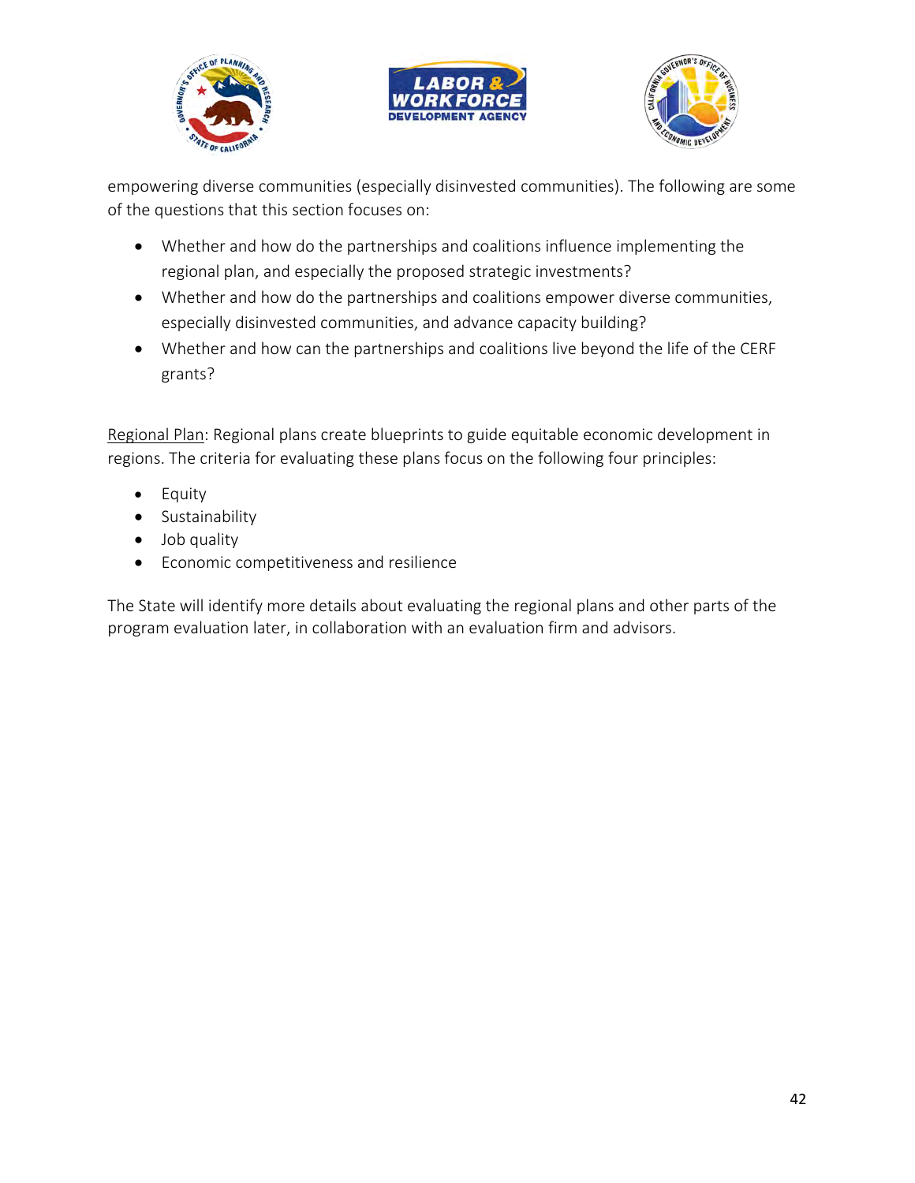empowering diverse communities (especially disinvested communities). The following are some of the questions that this section focuses on:

- Whether and how do the partnerships and coalitions influence implementing the regional plan, and especially the proposed strategic investments?
- Whether and how do the partnerships and coalitions empower diverse communities, especially disinvested communities, and advance capacity building?
- Whether and how can the partnerships and coalitions live beyond the life of the CERF grants?

<u>Regional Plan</u>: Regional plans create blueprints to guide equitable economic development in regions. The criteria for evaluating these plans focus on the following four principles:

- Equity
- Sustainability
- Job quality
- Economic competitiveness and resilience

The State will identify more details about evaluating the regional plans and other parts of the program evaluation later, in collaboration with an evaluation firm and advisors.